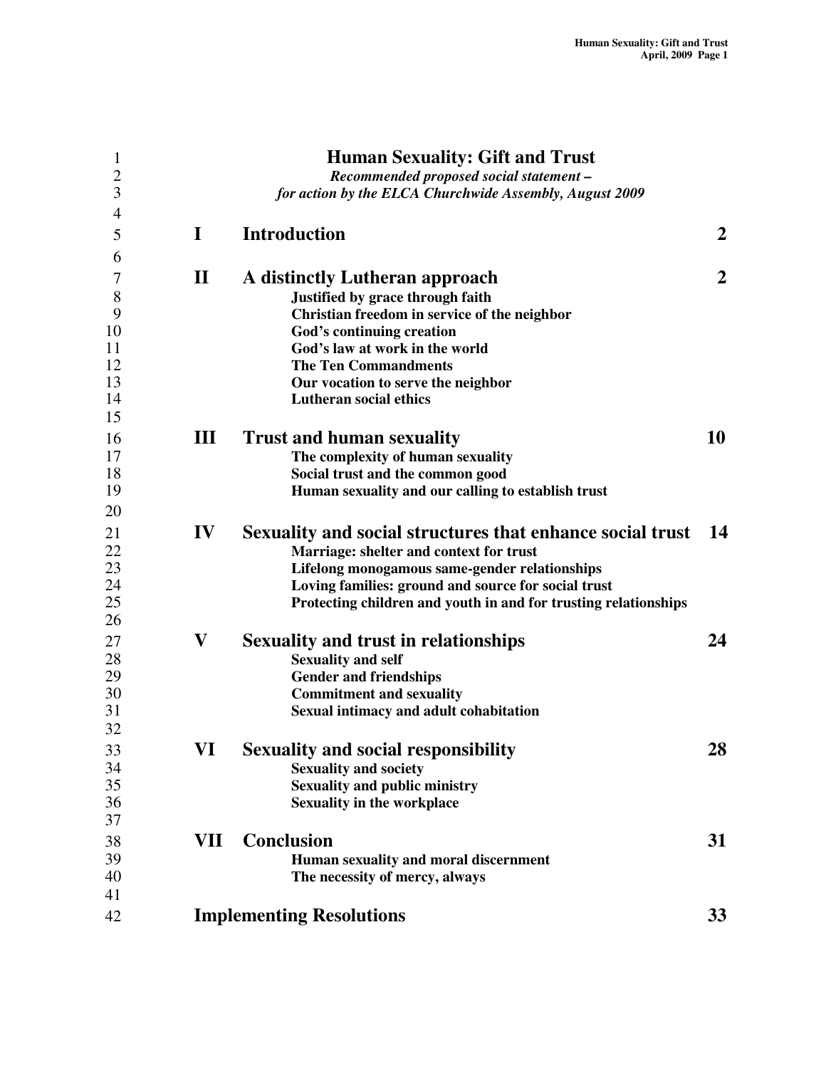# Human Sexuality: Gift and Trust

*Recommended proposed social statement –*
*for action by the ELCA Churchwide Assembly, August 2009*

| | | |
|---|---|---|
| **I** | **Introduction** | **2** |
| **II** | **A distinctly Lutheran approach** | **2** |
| | **Justified by grace through faith** | |
| | **Christian freedom in service of the neighbor** | |
| | **God's continuing creation** | |
| | **God's law at work in the world** | |
| | **The Ten Commandments** | |
| | **Our vocation to serve the neighbor** | |
| | **Lutheran social ethics** | |
| **III** | **Trust and human sexuality** | **10** |
| | **The complexity of human sexuality** | |
| | **Social trust and the common good** | |
| | **Human sexuality and our calling to establish trust** | |
| **IV** | **Sexuality and social structures that enhance social trust** | **14** |
| | **Marriage: shelter and context for trust** | |
| | **Lifelong monogamous same-gender relationships** | |
| | **Loving families: ground and source for social trust** | |
| | **Protecting children and youth in and for trusting relationships** | |
| **V** | **Sexuality and trust in relationships** | **24** |
| | **Sexuality and self** | |
| | **Gender and friendships** | |
| | **Commitment and sexuality** | |
| | **Sexual intimacy and adult cohabitation** | |
| **VI** | **Sexuality and social responsibility** | **28** |
| | **Sexuality and society** | |
| | **Sexuality and public ministry** | |
| | **Sexuality in the workplace** | |
| **VII** | **Conclusion** | **31** |
| | **Human sexuality and moral discernment** | |
| | **The necessity of mercy, always** | |
| | **Implementing Resolutions** | **33** |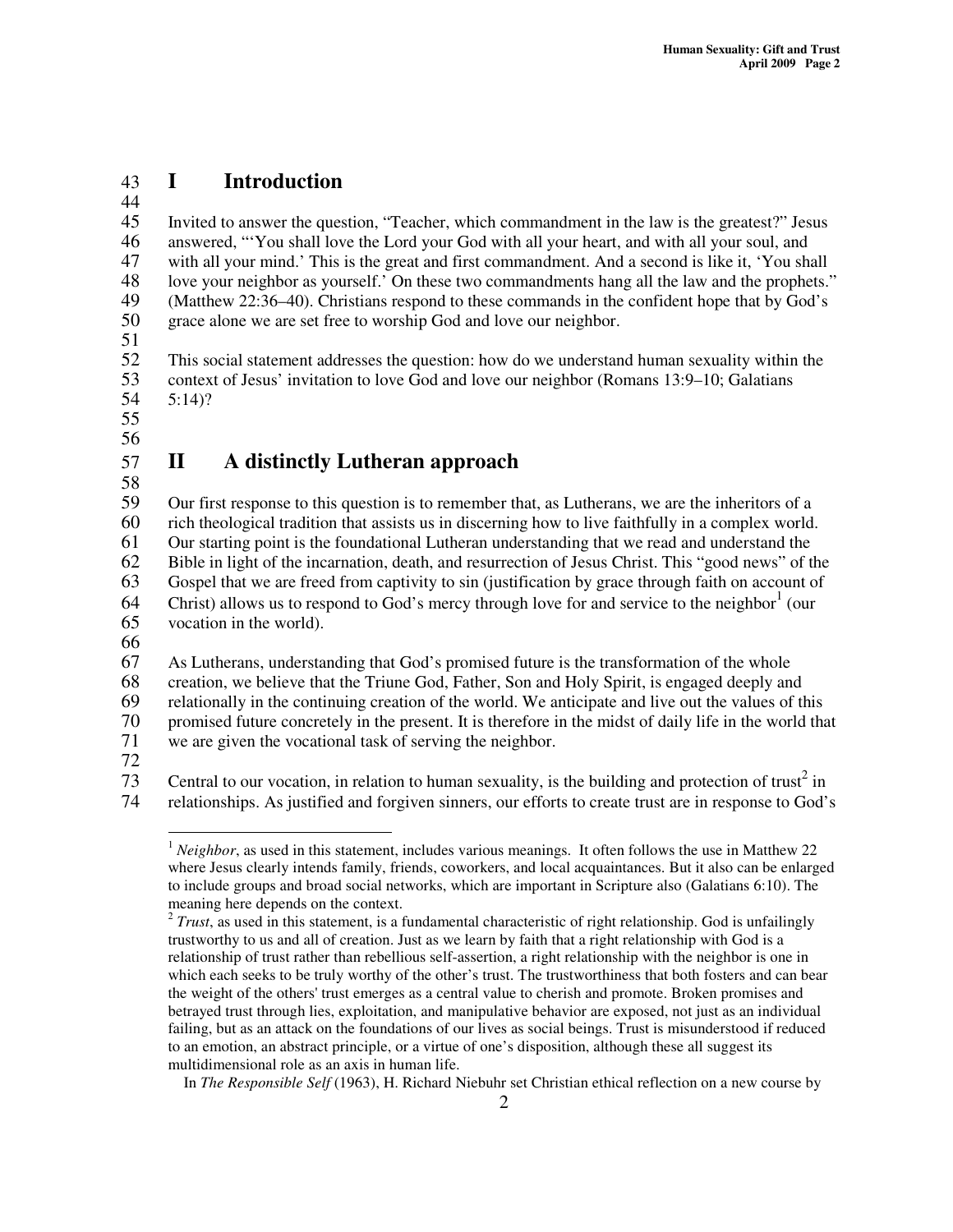# I Introduction

Invited to answer the question, "Teacher, which commandment in the law is the greatest?" Jesus answered, "'You shall love the Lord your God with all your heart, and with all your soul, and with all your mind.' This is the great and first commandment. And a second is like it, 'You shall love your neighbor as yourself.' On these two commandments hang all the law and the prophets." (Matthew 22:36–40). Christians respond to these commands in the confident hope that by God's grace alone we are set free to worship God and love our neighbor.

This social statement addresses the question: how do we understand human sexuality within the context of Jesus' invitation to love God and love our neighbor (Romans 13:9–10; Galatians 5:14)?

# II A distinctly Lutheran approach

Our first response to this question is to remember that, as Lutherans, we are the inheritors of a rich theological tradition that assists us in discerning how to live faithfully in a complex world. Our starting point is the foundational Lutheran understanding that we read and understand the Bible in light of the incarnation, death, and resurrection of Jesus Christ. This "good news" of the Gospel that we are freed from captivity to sin (justification by grace through faith on account of Christ) allows us to respond to God's mercy through love for and service to the neighbor[1] (our vocation in the world).

As Lutherans, understanding that God's promised future is the transformation of the whole creation, we believe that the Triune God, Father, Son and Holy Spirit, is engaged deeply and relationally in the continuing creation of the world. We anticipate and live out the values of this promised future concretely in the present. It is therefore in the midst of daily life in the world that we are given the vocational task of serving the neighbor.

Central to our vocation, in relation to human sexuality, is the building and protection of trust[2] in relationships. As justified and forgiven sinners, our efforts to create trust are in response to God's

---

[1] *Neighbor*, as used in this statement, includes various meanings. It often follows the use in Matthew 22 where Jesus clearly intends family, friends, coworkers, and local acquaintances. But it also can be enlarged to include groups and broad social networks, which are important in Scripture also (Galatians 6:10). The meaning here depends on the context.

[2] *Trust*, as used in this statement, is a fundamental characteristic of right relationship. God is unfailingly trustworthy to us and all of creation. Just as we learn by faith that a right relationship with God is a relationship of trust rather than rebellious self-assertion, a right relationship with the neighbor is one in which each seeks to be truly worthy of the other's trust. The trustworthiness that both fosters and can bear the weight of the others' trust emerges as a central value to cherish and promote. Broken promises and betrayed trust through lies, exploitation, and manipulative behavior are exposed, not just as an individual failing, but as an attack on the foundations of our lives as social beings. Trust is misunderstood if reduced to an emotion, an abstract principle, or a virtue of one's disposition, although these all suggest its multidimensional role as an axis in human life.

In *The Responsible Self* (1963), H. Richard Niebuhr set Christian ethical reflection on a new course by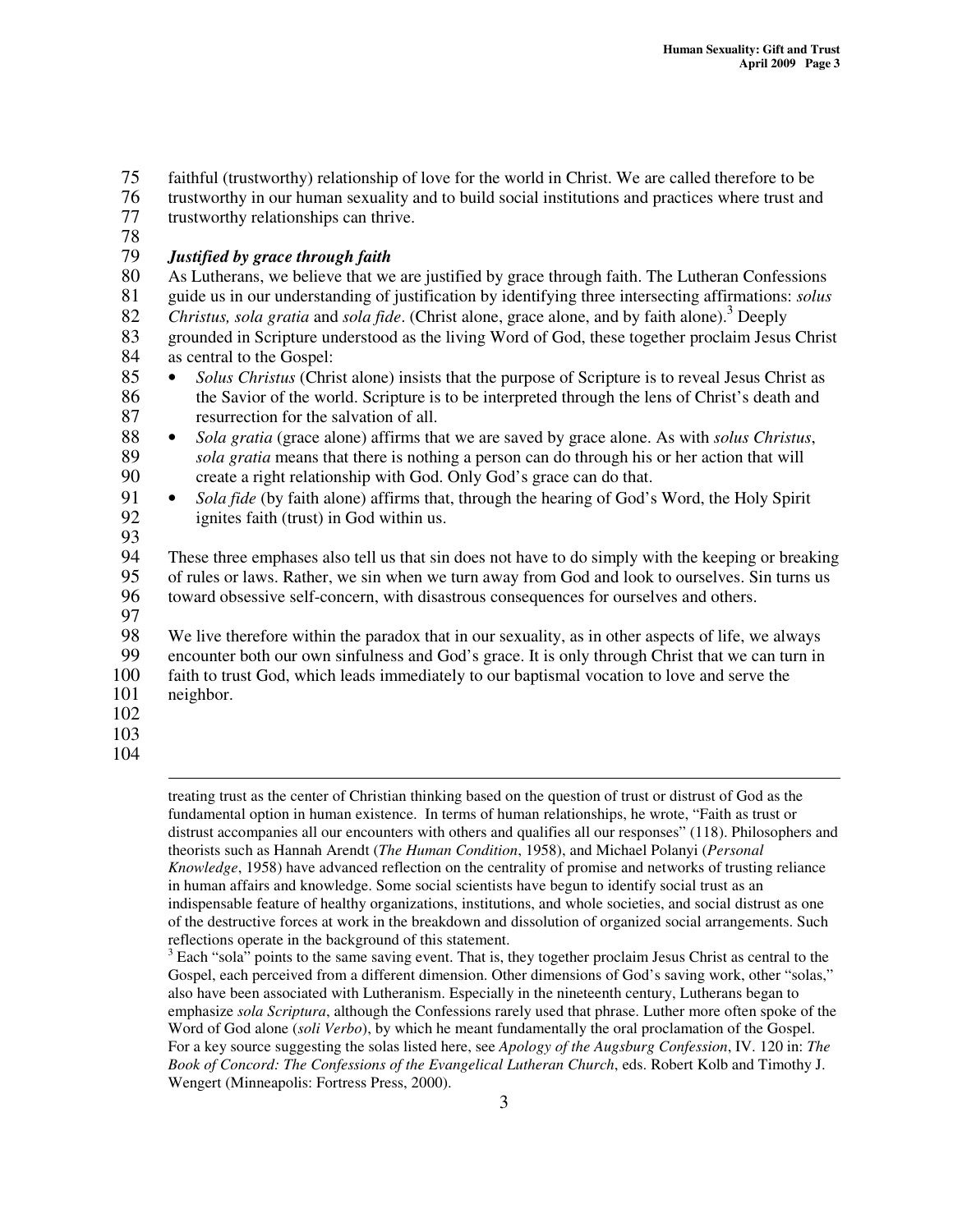faithful (trustworthy) relationship of love for the world in Christ. We are called therefore to be trustworthy in our human sexuality and to build social institutions and practices where trust and trustworthy relationships can thrive.

### *Justified by grace through faith*

As Lutherans, we believe that we are justified by grace through faith. The Lutheran Confessions guide us in our understanding of justification by identifying three intersecting affirmations: *solus Christus, sola gratia* and *sola fide*. (Christ alone, grace alone, and by faith alone).[3] Deeply grounded in Scripture understood as the living Word of God, these together proclaim Jesus Christ as central to the Gospel:

- *Solus Christus* (Christ alone) insists that the purpose of Scripture is to reveal Jesus Christ as the Savior of the world. Scripture is to be interpreted through the lens of Christ's death and resurrection for the salvation of all.
- *Sola gratia* (grace alone) affirms that we are saved by grace alone. As with *solus Christus*, *sola gratia* means that there is nothing a person can do through his or her action that will create a right relationship with God. Only God's grace can do that.
- *Sola fide* (by faith alone) affirms that, through the hearing of God's Word, the Holy Spirit ignites faith (trust) in God within us.

These three emphases also tell us that sin does not have to do simply with the keeping or breaking of rules or laws. Rather, we sin when we turn away from God and look to ourselves. Sin turns us toward obsessive self-concern, with disastrous consequences for ourselves and others.

We live therefore within the paradox that in our sexuality, as in other aspects of life, we always encounter both our own sinfulness and God's grace. It is only through Christ that we can turn in faith to trust God, which leads immediately to our baptismal vocation to love and serve the neighbor.

---

treating trust as the center of Christian thinking based on the question of trust or distrust of God as the fundamental option in human existence. In terms of human relationships, he wrote, "Faith as trust or distrust accompanies all our encounters with others and qualifies all our responses" (118). Philosophers and theorists such as Hannah Arendt (*The Human Condition*, 1958), and Michael Polanyi (*Personal Knowledge*, 1958) have advanced reflection on the centrality of promise and networks of trusting reliance in human affairs and knowledge. Some social scientists have begun to identify social trust as an indispensable feature of healthy organizations, institutions, and whole societies, and social distrust as one of the destructive forces at work in the breakdown and dissolution of organized social arrangements. Such reflections operate in the background of this statement.

[3] Each "sola" points to the same saving event. That is, they together proclaim Jesus Christ as central to the Gospel, each perceived from a different dimension. Other dimensions of God's saving work, other "solas," also have been associated with Lutheranism. Especially in the nineteenth century, Lutherans began to emphasize *sola Scriptura*, although the Confessions rarely used that phrase. Luther more often spoke of the Word of God alone (*soli Verbo*), by which he meant fundamentally the oral proclamation of the Gospel. For a key source suggesting the solas listed here, see *Apology of the Augsburg Confession*, IV. 120 in: *The Book of Concord: The Confessions of the Evangelical Lutheran Church*, eds. Robert Kolb and Timothy J. Wengert (Minneapolis: Fortress Press, 2000).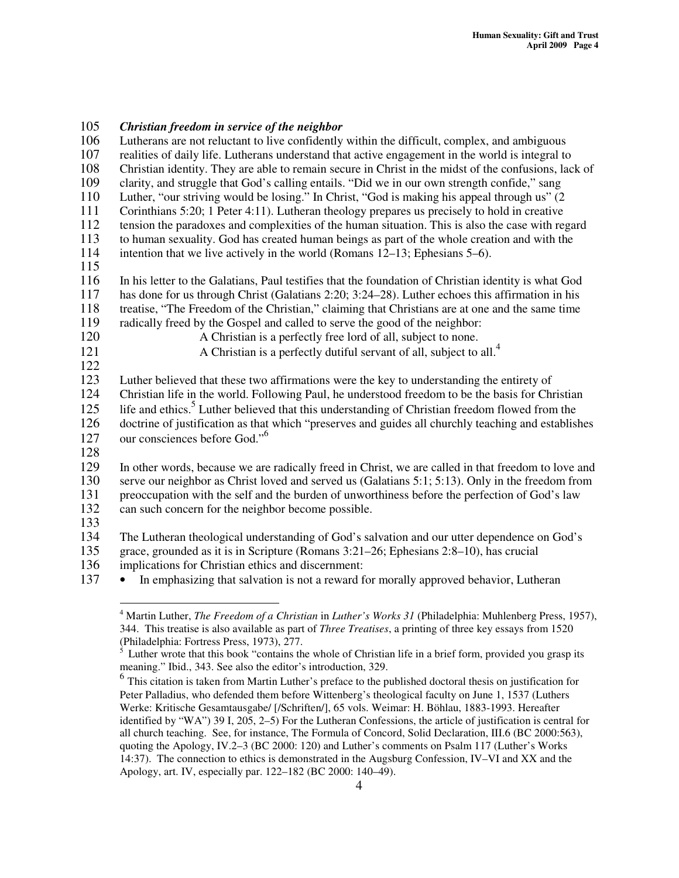### *Christian freedom in service of the neighbor*

Lutherans are not reluctant to live confidently within the difficult, complex, and ambiguous realities of daily life. Lutherans understand that active engagement in the world is integral to Christian identity. They are able to remain secure in Christ in the midst of the confusions, lack of clarity, and struggle that God's calling entails. "Did we in our own strength confide," sang Luther, "our striving would be losing." In Christ, "God is making his appeal through us" (2 Corinthians 5:20; 1 Peter 4:11). Lutheran theology prepares us precisely to hold in creative tension the paradoxes and complexities of the human situation. This is also the case with regard to human sexuality. God has created human beings as part of the whole creation and with the intention that we live actively in the world (Romans 12–13; Ephesians 5–6).

In his letter to the Galatians, Paul testifies that the foundation of Christian identity is what God has done for us through Christ (Galatians 2:20; 3:24–28). Luther echoes this affirmation in his treatise, "The Freedom of the Christian," claiming that Christians are at one and the same time radically freed by the Gospel and called to serve the good of the neighbor:

> A Christian is a perfectly free lord of all, subject to none.
> A Christian is a perfectly dutiful servant of all, subject to all.[4]

Luther believed that these two affirmations were the key to understanding the entirety of Christian life in the world. Following Paul, he understood freedom to be the basis for Christian life and ethics.[5] Luther believed that this understanding of Christian freedom flowed from the doctrine of justification as that which "preserves and guides all churchly teaching and establishes our consciences before God."[6]

In other words, because we are radically freed in Christ, we are called in that freedom to love and serve our neighbor as Christ loved and served us (Galatians 5:1; 5:13). Only in the freedom from preoccupation with the self and the burden of unworthiness before the perfection of God's law can such concern for the neighbor become possible.

The Lutheran theological understanding of God's salvation and our utter dependence on God's grace, grounded as it is in Scripture (Romans 3:21–26; Ephesians 2:8–10), has crucial implications for Christian ethics and discernment:

- In emphasizing that salvation is not a reward for morally approved behavior, Lutheran

---

[4] Martin Luther, *The Freedom of a Christian* in *Luther's Works 31* (Philadelphia: Muhlenberg Press, 1957), 344. This treatise is also available as part of *Three Treatises*, a printing of three key essays from 1520 (Philadelphia: Fortress Press, 1973), 277.

[5] Luther wrote that this book "contains the whole of Christian life in a brief form, provided you grasp its meaning." Ibid., 343. See also the editor's introduction, 329.

[6] This citation is taken from Martin Luther's preface to the published doctoral thesis on justification for Peter Palladius, who defended them before Wittenberg's theological faculty on June 1, 1537 (Luthers Werke: Kritische Gesamtausgabe/ [/Schriften/], 65 vols. Weimar: H. Böhlau, 1883-1993. Hereafter identified by "WA") 39 I, 205, 2–5) For the Lutheran Confessions, the article of justification is central for all church teaching. See, for instance, The Formula of Concord, Solid Declaration, III.6 (BC 2000:563), quoting the Apology, IV.2–3 (BC 2000: 120) and Luther's comments on Psalm 117 (Luther's Works 14:37). The connection to ethics is demonstrated in the Augsburg Confession, IV–VI and XX and the Apology, art. IV, especially par. 122–182 (BC 2000: 140–49).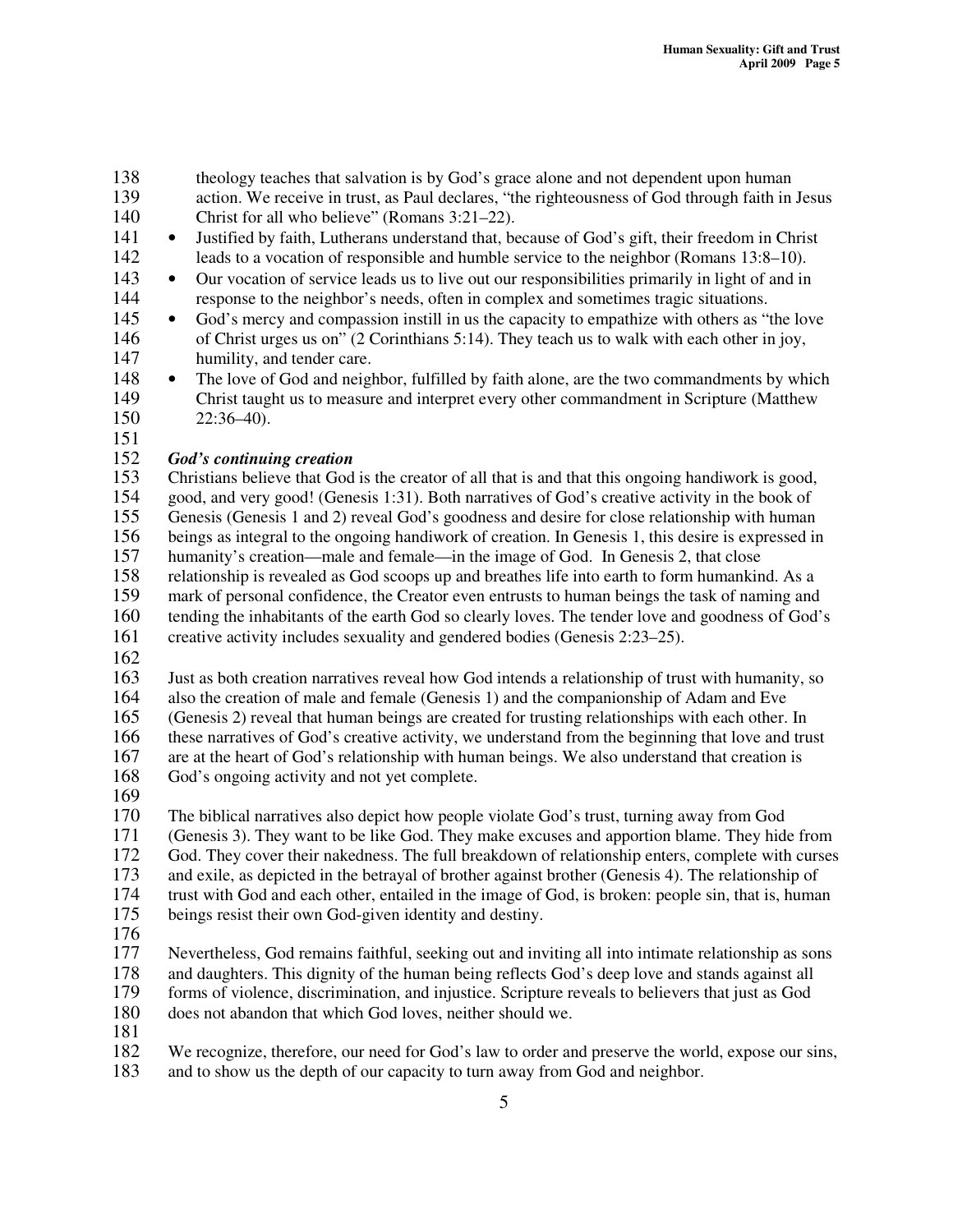theology teaches that salvation is by God's grace alone and not dependent upon human action. We receive in trust, as Paul declares, "the righteousness of God through faith in Jesus Christ for all who believe" (Romans 3:21–22).

- Justified by faith, Lutherans understand that, because of God's gift, their freedom in Christ leads to a vocation of responsible and humble service to the neighbor (Romans 13:8–10).
- Our vocation of service leads us to live out our responsibilities primarily in light of and in response to the neighbor's needs, often in complex and sometimes tragic situations.
- God's mercy and compassion instill in us the capacity to empathize with others as "the love of Christ urges us on" (2 Corinthians 5:14). They teach us to walk with each other in joy, humility, and tender care.
- The love of God and neighbor, fulfilled by faith alone, are the two commandments by which Christ taught us to measure and interpret every other commandment in Scripture (Matthew 22:36–40).

***God's continuing creation***

Christians believe that God is the creator of all that is and that this ongoing handiwork is good, good, and very good! (Genesis 1:31). Both narratives of God's creative activity in the book of Genesis (Genesis 1 and 2) reveal God's goodness and desire for close relationship with human beings as integral to the ongoing handiwork of creation. In Genesis 1, this desire is expressed in humanity's creation—male and female—in the image of God. In Genesis 2, that close relationship is revealed as God scoops up and breathes life into earth to form humankind. As a mark of personal confidence, the Creator even entrusts to human beings the task of naming and tending the inhabitants of the earth God so clearly loves. The tender love and goodness of God's creative activity includes sexuality and gendered bodies (Genesis 2:23–25).

Just as both creation narratives reveal how God intends a relationship of trust with humanity, so also the creation of male and female (Genesis 1) and the companionship of Adam and Eve (Genesis 2) reveal that human beings are created for trusting relationships with each other. In these narratives of God's creative activity, we understand from the beginning that love and trust are at the heart of God's relationship with human beings. We also understand that creation is God's ongoing activity and not yet complete.

The biblical narratives also depict how people violate God's trust, turning away from God (Genesis 3). They want to be like God. They make excuses and apportion blame. They hide from God. They cover their nakedness. The full breakdown of relationship enters, complete with curses and exile, as depicted in the betrayal of brother against brother (Genesis 4). The relationship of trust with God and each other, entailed in the image of God, is broken: people sin, that is, human beings resist their own God-given identity and destiny.

Nevertheless, God remains faithful, seeking out and inviting all into intimate relationship as sons and daughters. This dignity of the human being reflects God's deep love and stands against all forms of violence, discrimination, and injustice. Scripture reveals to believers that just as God does not abandon that which God loves, neither should we.

We recognize, therefore, our need for God's law to order and preserve the world, expose our sins, and to show us the depth of our capacity to turn away from God and neighbor.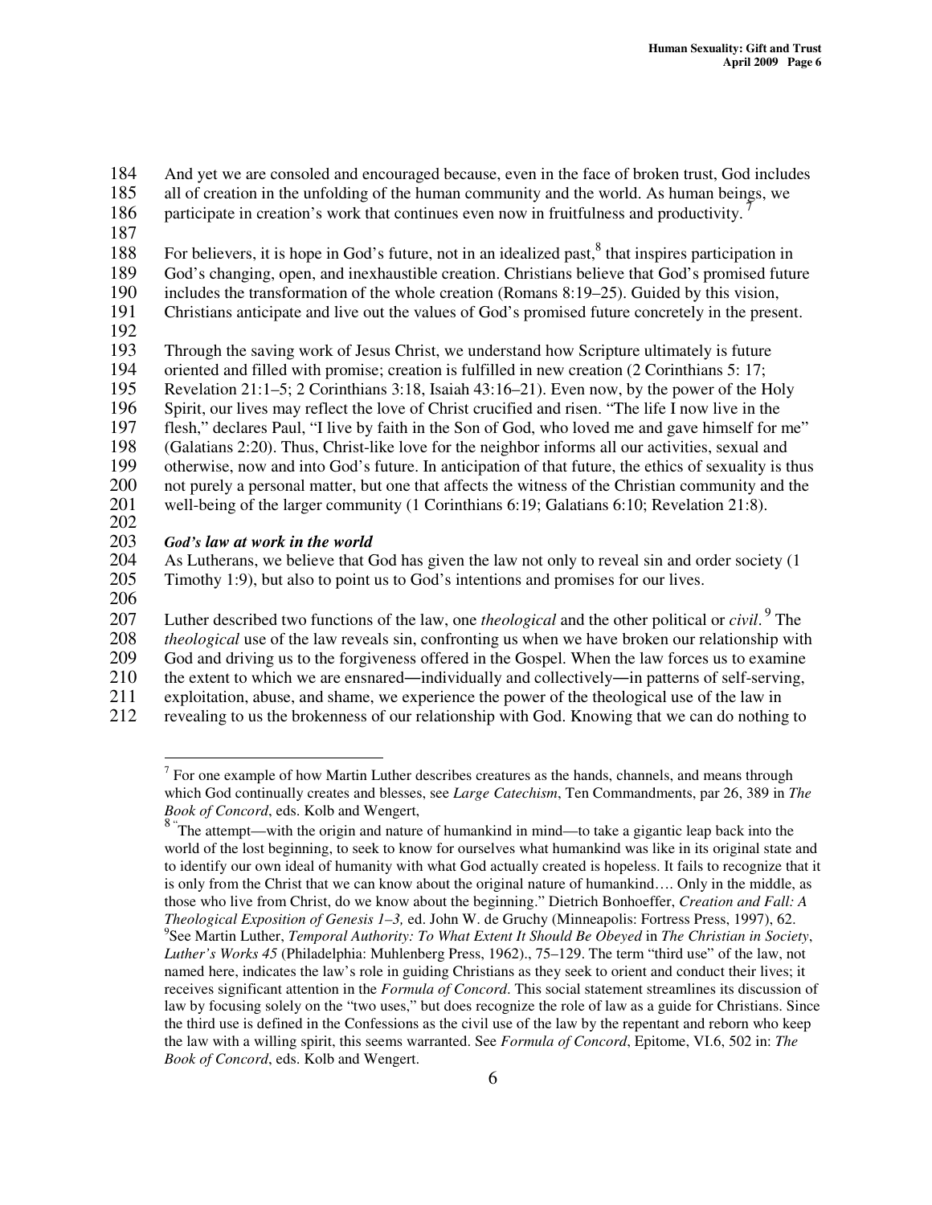And yet we are consoled and encouraged because, even in the face of broken trust, God includes all of creation in the unfolding of the human community and the world. As human beings, we participate in creation's work that continues even now in fruitfulness and productivity.[7]

For believers, it is hope in God's future, not in an idealized past,[8] that inspires participation in God's changing, open, and inexhaustible creation. Christians believe that God's promised future includes the transformation of the whole creation (Romans 8:19–25). Guided by this vision, Christians anticipate and live out the values of God's promised future concretely in the present.

Through the saving work of Jesus Christ, we understand how Scripture ultimately is future oriented and filled with promise; creation is fulfilled in new creation (2 Corinthians 5: 17; Revelation 21:1–5; 2 Corinthians 3:18, Isaiah 43:16–21). Even now, by the power of the Holy Spirit, our lives may reflect the love of Christ crucified and risen. "The life I now live in the flesh," declares Paul, "I live by faith in the Son of God, who loved me and gave himself for me" (Galatians 2:20). Thus, Christ-like love for the neighbor informs all our activities, sexual and otherwise, now and into God's future. In anticipation of that future, the ethics of sexuality is thus not purely a personal matter, but one that affects the witness of the Christian community and the well-being of the larger community (1 Corinthians 6:19; Galatians 6:10; Revelation 21:8).

***God's law at work in the world***

As Lutherans, we believe that God has given the law not only to reveal sin and order society (1 Timothy 1:9), but also to point us to God's intentions and promises for our lives.

Luther described two functions of the law, one *theological* and the other political or *civil*.[9] The *theological* use of the law reveals sin, confronting us when we have broken our relationship with God and driving us to the forgiveness offered in the Gospel. When the law forces us to examine the extent to which we are ensnared—individually and collectively—in patterns of self-serving, exploitation, abuse, and shame, we experience the power of the theological use of the law in revealing to us the brokenness of our relationship with God. Knowing that we can do nothing to

---

[7] For one example of how Martin Luther describes creatures as the hands, channels, and means through which God continually creates and blesses, see *Large Catechism*, Ten Commandments, par 26, 389 in *The Book of Concord*, eds. Kolb and Wengert,

[8] "The attempt—with the origin and nature of humankind in mind—to take a gigantic leap back into the world of the lost beginning, to seek to know for ourselves what humankind was like in its original state and to identify our own ideal of humanity with what God actually created is hopeless. It fails to recognize that it is only from the Christ that we can know about the original nature of humankind…. Only in the middle, as those who live from Christ, do we know about the beginning." Dietrich Bonhoeffer, *Creation and Fall: A Theological Exposition of Genesis 1–3,* ed. John W. de Gruchy (Minneapolis: Fortress Press, 1997), 62.

[9] See Martin Luther, *Temporal Authority: To What Extent It Should Be Obeyed* in *The Christian in Society*, *Luther's Works 45* (Philadelphia: Muhlenberg Press, 1962)., 75–129. The term "third use" of the law, not named here, indicates the law's role in guiding Christians as they seek to orient and conduct their lives; it receives significant attention in the *Formula of Concord*. This social statement streamlines its discussion of law by focusing solely on the "two uses," but does recognize the role of law as a guide for Christians. Since the third use is defined in the Confessions as the civil use of the law by the repentant and reborn who keep the law with a willing spirit, this seems warranted. See *Formula of Concord*, Epitome, VI.6, 502 in: *The Book of Concord*, eds. Kolb and Wengert.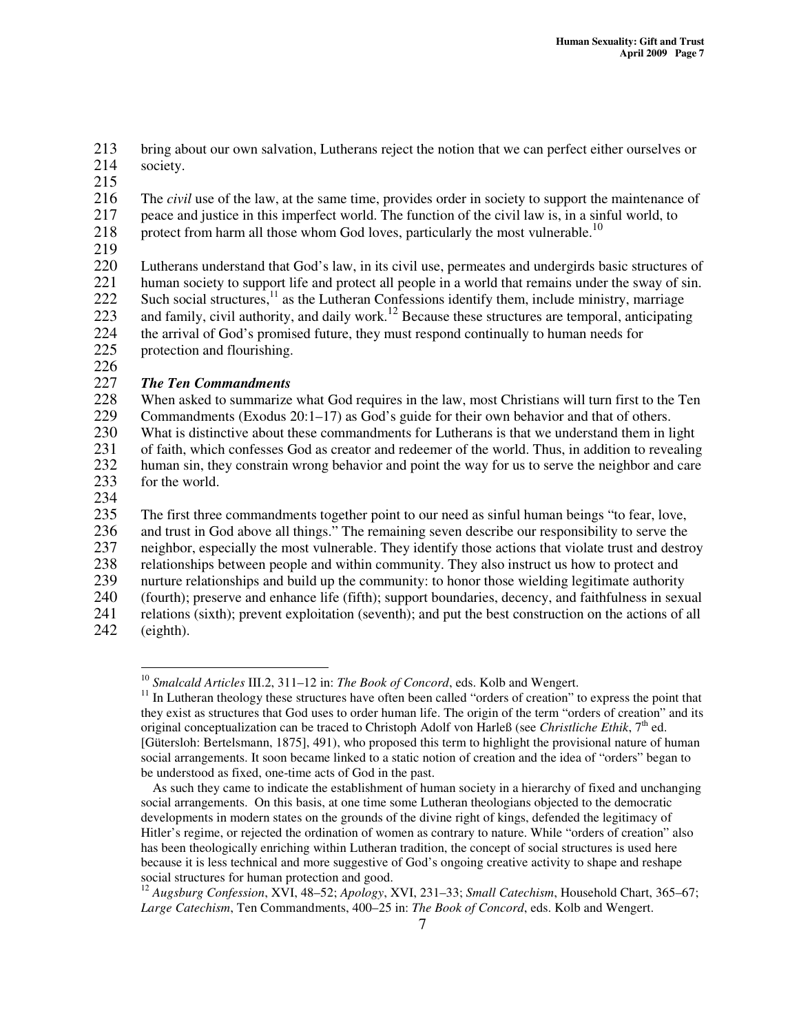bring about our own salvation, Lutherans reject the notion that we can perfect either ourselves or society.

The *civil* use of the law, at the same time, provides order in society to support the maintenance of peace and justice in this imperfect world. The function of the civil law is, in a sinful world, to protect from harm all those whom God loves, particularly the most vulnerable.[10]

Lutherans understand that God's law, in its civil use, permeates and undergirds basic structures of human society to support life and protect all people in a world that remains under the sway of sin. Such social structures,[11] as the Lutheran Confessions identify them, include ministry, marriage and family, civil authority, and daily work.[12] Because these structures are temporal, anticipating the arrival of God's promised future, they must respond continually to human needs for protection and flourishing.

### *The Ten Commandments*

When asked to summarize what God requires in the law, most Christians will turn first to the Ten Commandments (Exodus 20:1–17) as God's guide for their own behavior and that of others. What is distinctive about these commandments for Lutherans is that we understand them in light of faith, which confesses God as creator and redeemer of the world. Thus, in addition to revealing human sin, they constrain wrong behavior and point the way for us to serve the neighbor and care for the world.

The first three commandments together point to our need as sinful human beings "to fear, love, and trust in God above all things." The remaining seven describe our responsibility to serve the neighbor, especially the most vulnerable. They identify those actions that violate trust and destroy relationships between people and within community. They also instruct us how to protect and nurture relationships and build up the community: to honor those wielding legitimate authority (fourth); preserve and enhance life (fifth); support boundaries, decency, and faithfulness in sexual relations (sixth); prevent exploitation (seventh); and put the best construction on the actions of all (eighth).

---

[10] *Smalcald Articles* III.2, 311–12 in: *The Book of Concord*, eds. Kolb and Wengert.

[11] In Lutheran theology these structures have often been called "orders of creation" to express the point that they exist as structures that God uses to order human life. The origin of the term "orders of creation" and its original conceptualization can be traced to Christoph Adolf von Harleß (see *Christliche Ethik*, 7th ed. [Gütersloh: Bertelsmann, 1875], 491), who proposed this term to highlight the provisional nature of human social arrangements. It soon became linked to a static notion of creation and the idea of "orders" began to be understood as fixed, one-time acts of God in the past.

As such they came to indicate the establishment of human society in a hierarchy of fixed and unchanging social arrangements. On this basis, at one time some Lutheran theologians objected to the democratic developments in modern states on the grounds of the divine right of kings, defended the legitimacy of Hitler's regime, or rejected the ordination of women as contrary to nature. While "orders of creation" also has been theologically enriching within Lutheran tradition, the concept of social structures is used here because it is less technical and more suggestive of God's ongoing creative activity to shape and reshape social structures for human protection and good.

[12] *Augsburg Confession*, XVI, 48–52; *Apology*, XVI, 231–33; *Small Catechism*, Household Chart, 365–67; *Large Catechism*, Ten Commandments, 400–25 in: *The Book of Concord*, eds. Kolb and Wengert.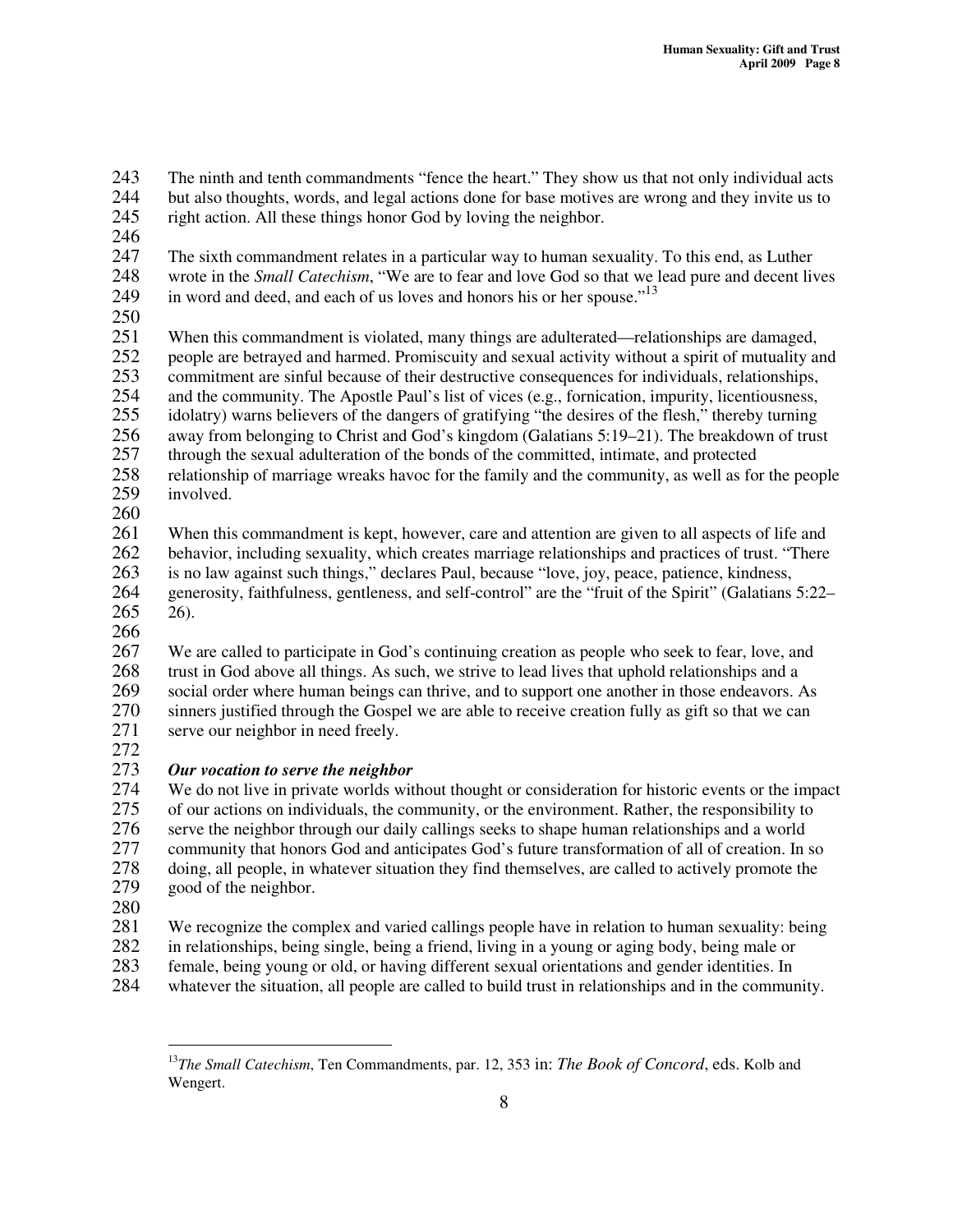The ninth and tenth commandments "fence the heart." They show us that not only individual acts but also thoughts, words, and legal actions done for base motives are wrong and they invite us to right action. All these things honor God by loving the neighbor.

The sixth commandment relates in a particular way to human sexuality. To this end, as Luther wrote in the *Small Catechism*, "We are to fear and love God so that we lead pure and decent lives in word and deed, and each of us loves and honors his or her spouse."[13]

When this commandment is violated, many things are adulterated—relationships are damaged, people are betrayed and harmed. Promiscuity and sexual activity without a spirit of mutuality and commitment are sinful because of their destructive consequences for individuals, relationships, and the community. The Apostle Paul's list of vices (e.g., fornication, impurity, licentiousness, idolatry) warns believers of the dangers of gratifying "the desires of the flesh," thereby turning away from belonging to Christ and God's kingdom (Galatians 5:19–21). The breakdown of trust through the sexual adulteration of the bonds of the committed, intimate, and protected relationship of marriage wreaks havoc for the family and the community, as well as for the people involved.

When this commandment is kept, however, care and attention are given to all aspects of life and behavior, including sexuality, which creates marriage relationships and practices of trust. "There is no law against such things," declares Paul, because "love, joy, peace, patience, kindness, generosity, faithfulness, gentleness, and self-control" are the "fruit of the Spirit" (Galatians 5:22–26).

We are called to participate in God's continuing creation as people who seek to fear, love, and trust in God above all things. As such, we strive to lead lives that uphold relationships and a social order where human beings can thrive, and to support one another in those endeavors. As sinners justified through the Gospel we are able to receive creation fully as gift so that we can serve our neighbor in need freely.

***Our vocation to serve the neighbor***

We do not live in private worlds without thought or consideration for historic events or the impact of our actions on individuals, the community, or the environment. Rather, the responsibility to serve the neighbor through our daily callings seeks to shape human relationships and a world community that honors God and anticipates God's future transformation of all of creation. In so doing, all people, in whatever situation they find themselves, are called to actively promote the good of the neighbor.

We recognize the complex and varied callings people have in relation to human sexuality: being in relationships, being single, being a friend, living in a young or aging body, being male or female, being young or old, or having different sexual orientations and gender identities. In whatever the situation, all people are called to build trust in relationships and in the community.

---

[13] *The Small Catechism*, Ten Commandments, par. 12, 353 in: *The Book of Concord*, eds. Kolb and Wengert.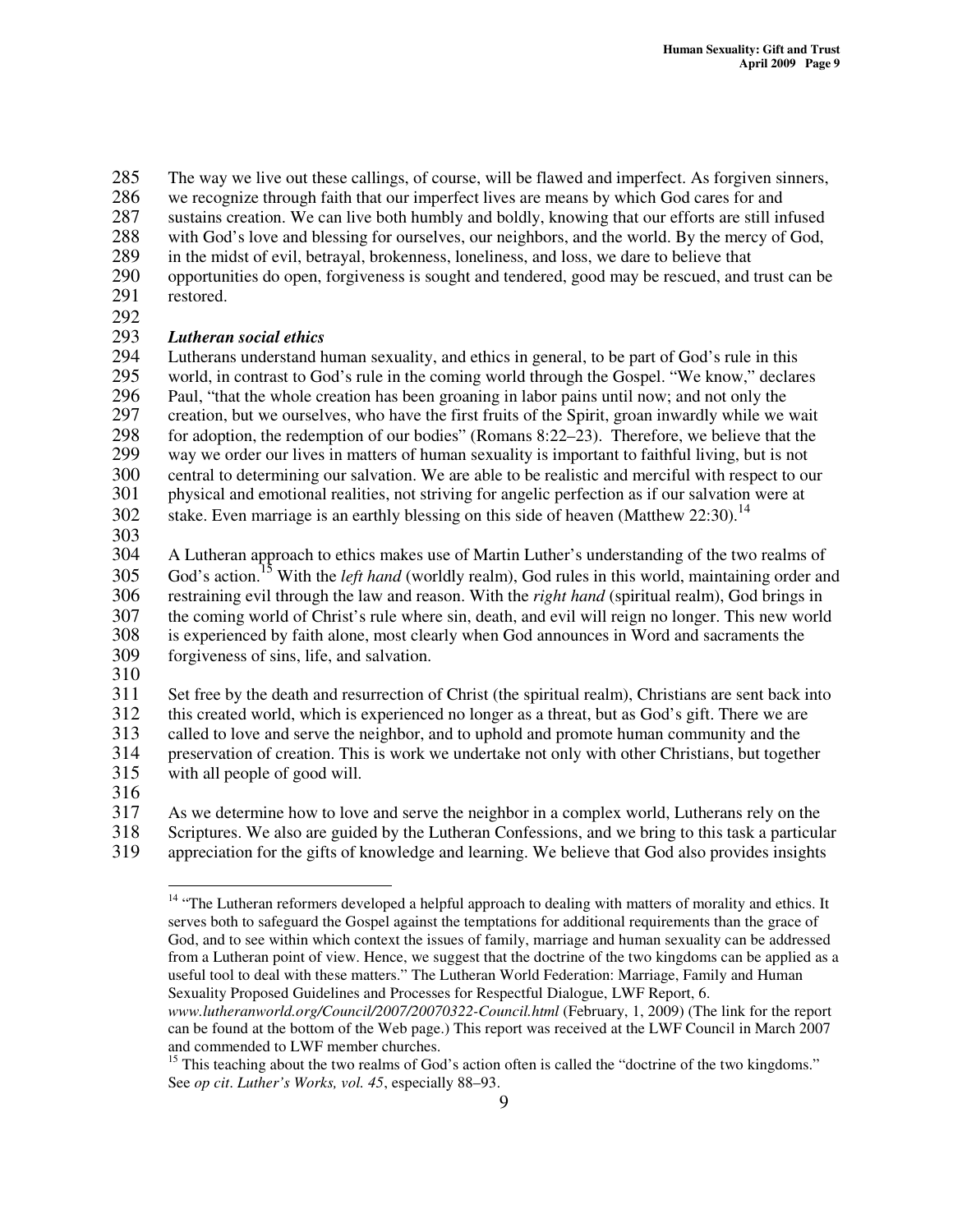The way we live out these callings, of course, will be flawed and imperfect. As forgiven sinners, we recognize through faith that our imperfect lives are means by which God cares for and sustains creation. We can live both humbly and boldly, knowing that our efforts are still infused with God's love and blessing for ourselves, our neighbors, and the world. By the mercy of God, in the midst of evil, betrayal, brokenness, loneliness, and loss, we dare to believe that opportunities do open, forgiveness is sought and tendered, good may be rescued, and trust can be restored.

***Lutheran social ethics***

Lutherans understand human sexuality, and ethics in general, to be part of God's rule in this world, in contrast to God's rule in the coming world through the Gospel. "We know," declares Paul, "that the whole creation has been groaning in labor pains until now; and not only the creation, but we ourselves, who have the first fruits of the Spirit, groan inwardly while we wait for adoption, the redemption of our bodies" (Romans 8:22–23). Therefore, we believe that the way we order our lives in matters of human sexuality is important to faithful living, but is not central to determining our salvation. We are able to be realistic and merciful with respect to our physical and emotional realities, not striving for angelic perfection as if our salvation were at stake. Even marriage is an earthly blessing on this side of heaven (Matthew 22:30).[14]

A Lutheran approach to ethics makes use of Martin Luther's understanding of the two realms of God's action.[15] With the *left hand* (worldly realm), God rules in this world, maintaining order and restraining evil through the law and reason. With the *right hand* (spiritual realm), God brings in the coming world of Christ's rule where sin, death, and evil will reign no longer. This new world is experienced by faith alone, most clearly when God announces in Word and sacraments the forgiveness of sins, life, and salvation.

Set free by the death and resurrection of Christ (the spiritual realm), Christians are sent back into this created world, which is experienced no longer as a threat, but as God's gift. There we are called to love and serve the neighbor, and to uphold and promote human community and the preservation of creation. This is work we undertake not only with other Christians, but together with all people of good will.

As we determine how to love and serve the neighbor in a complex world, Lutherans rely on the Scriptures. We also are guided by the Lutheran Confessions, and we bring to this task a particular appreciation for the gifts of knowledge and learning. We believe that God also provides insights

---

[14] "The Lutheran reformers developed a helpful approach to dealing with matters of morality and ethics. It serves both to safeguard the Gospel against the temptations for additional requirements than the grace of God, and to see within which context the issues of family, marriage and human sexuality can be addressed from a Lutheran point of view. Hence, we suggest that the doctrine of the two kingdoms can be applied as a useful tool to deal with these matters." The Lutheran World Federation: Marriage, Family and Human Sexuality Proposed Guidelines and Processes for Respectful Dialogue, LWF Report, 6. *www.lutheranworld.org/Council/2007/20070322-Council.html* (February, 1, 2009) (The link for the report can be found at the bottom of the Web page.) This report was received at the LWF Council in March 2007 and commended to LWF member churches.

[15] This teaching about the two realms of God's action often is called the "doctrine of the two kingdoms." See *op cit*. *Luther's Works, vol. 45*, especially 88–93.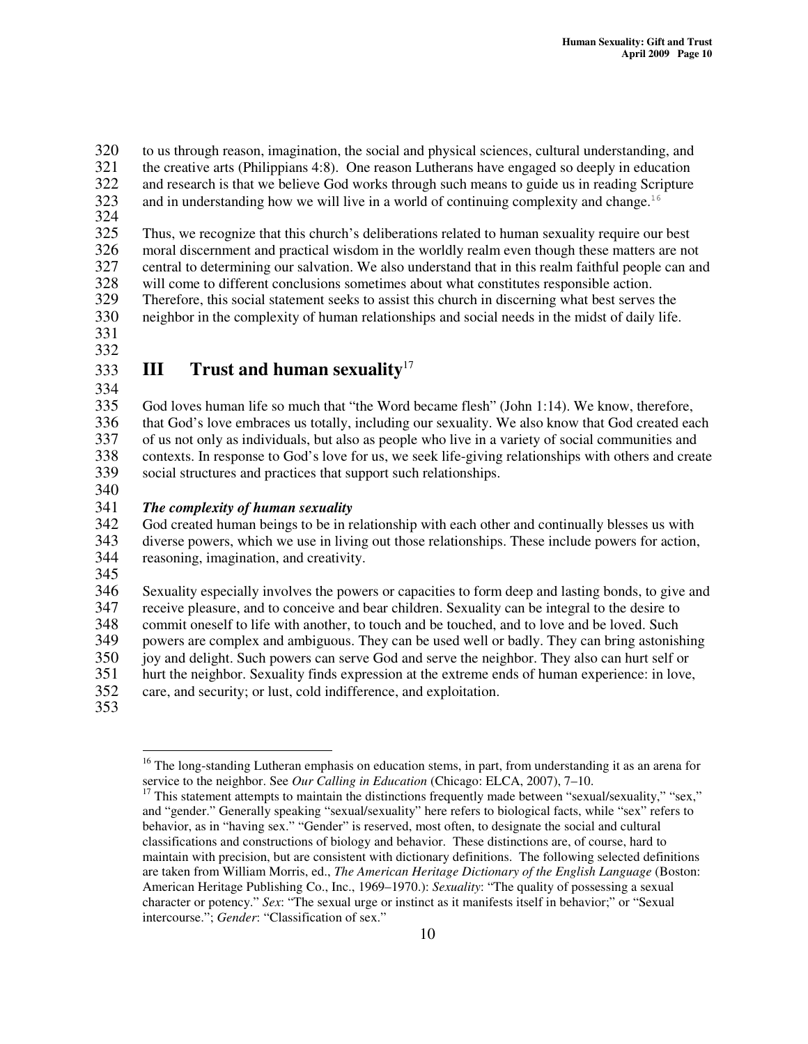to us through reason, imagination, the social and physical sciences, cultural understanding, and the creative arts (Philippians 4:8). One reason Lutherans have engaged so deeply in education and research is that we believe God works through such means to guide us in reading Scripture and in understanding how we will live in a world of continuing complexity and change.[16]

Thus, we recognize that this church's deliberations related to human sexuality require our best moral discernment and practical wisdom in the worldly realm even though these matters are not central to determining our salvation. We also understand that in this realm faithful people can and will come to different conclusions sometimes about what constitutes responsible action. Therefore, this social statement seeks to assist this church in discerning what best serves the neighbor in the complexity of human relationships and social needs in the midst of daily life.

# III Trust and human sexuality[17]

God loves human life so much that "the Word became flesh" (John 1:14). We know, therefore, that God's love embraces us totally, including our sexuality. We also know that God created each of us not only as individuals, but also as people who live in a variety of social communities and contexts. In response to God's love for us, we seek life-giving relationships with others and create social structures and practices that support such relationships.

### *The complexity of human sexuality*

God created human beings to be in relationship with each other and continually blesses us with diverse powers, which we use in living out those relationships. These include powers for action, reasoning, imagination, and creativity.

Sexuality especially involves the powers or capacities to form deep and lasting bonds, to give and receive pleasure, and to conceive and bear children. Sexuality can be integral to the desire to commit oneself to life with another, to touch and be touched, and to love and be loved. Such powers are complex and ambiguous. They can be used well or badly. They can bring astonishing joy and delight. Such powers can serve God and serve the neighbor. They also can hurt self or hurt the neighbor. Sexuality finds expression at the extreme ends of human experience: in love, care, and security; or lust, cold indifference, and exploitation.

---

[16] The long-standing Lutheran emphasis on education stems, in part, from understanding it as an arena for service to the neighbor. See *Our Calling in Education* (Chicago: ELCA, 2007), 7–10.

[17] This statement attempts to maintain the distinctions frequently made between "sexual/sexuality," "sex," and "gender." Generally speaking "sexual/sexuality" here refers to biological facts, while "sex" refers to behavior, as in "having sex." "Gender" is reserved, most often, to designate the social and cultural classifications and constructions of biology and behavior. These distinctions are, of course, hard to maintain with precision, but are consistent with dictionary definitions. The following selected definitions are taken from William Morris, ed., *The American Heritage Dictionary of the English Language* (Boston: American Heritage Publishing Co., Inc., 1969–1970.): *Sexuality*: "The quality of possessing a sexual character or potency." *Sex*: "The sexual urge or instinct as it manifests itself in behavior;" or "Sexual intercourse."; *Gender*: "Classification of sex."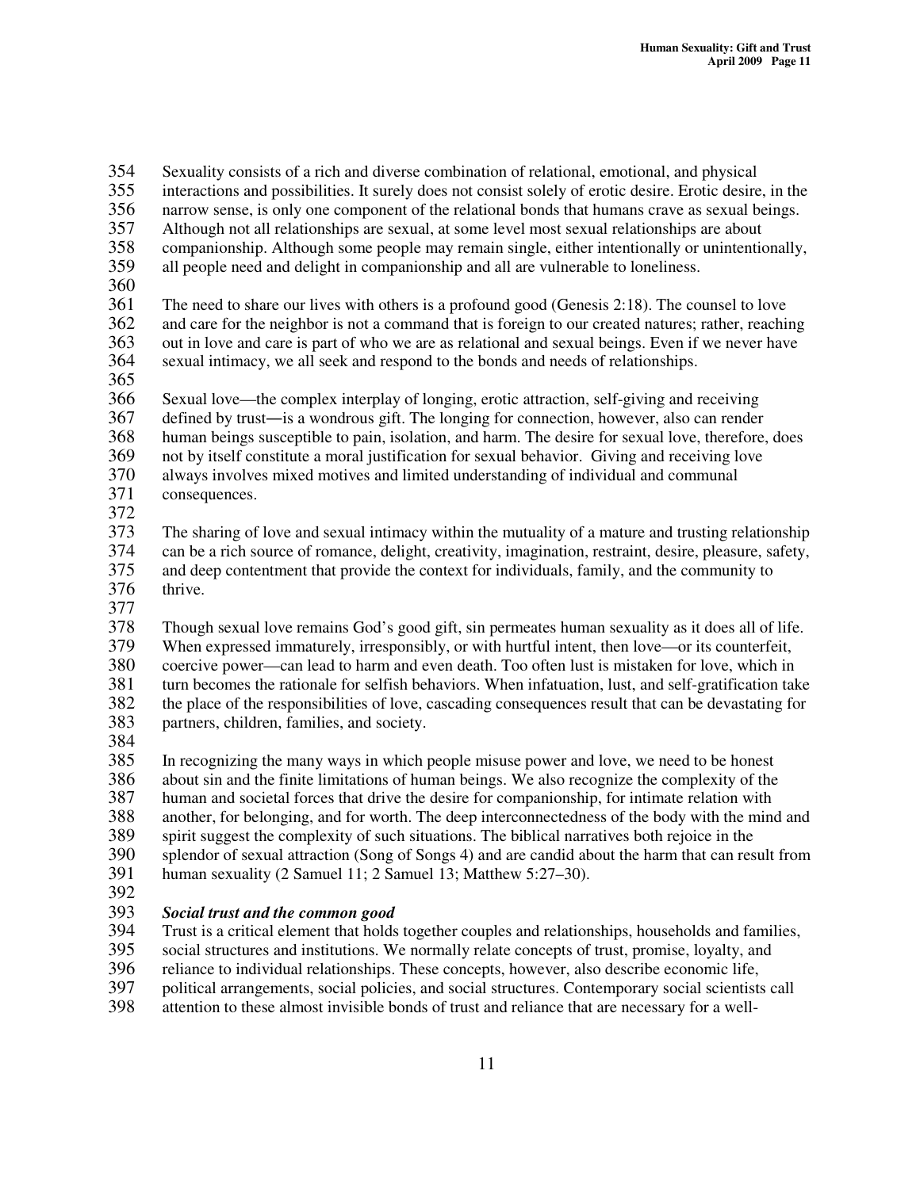Sexuality consists of a rich and diverse combination of relational, emotional, and physical interactions and possibilities. It surely does not consist solely of erotic desire. Erotic desire, in the narrow sense, is only one component of the relational bonds that humans crave as sexual beings. Although not all relationships are sexual, at some level most sexual relationships are about companionship. Although some people may remain single, either intentionally or unintentionally, all people need and delight in companionship and all are vulnerable to loneliness.

The need to share our lives with others is a profound good (Genesis 2:18). The counsel to love and care for the neighbor is not a command that is foreign to our created natures; rather, reaching out in love and care is part of who we are as relational and sexual beings. Even if we never have sexual intimacy, we all seek and respond to the bonds and needs of relationships.

Sexual love—the complex interplay of longing, erotic attraction, self-giving and receiving defined by trust—is a wondrous gift. The longing for connection, however, also can render human beings susceptible to pain, isolation, and harm. The desire for sexual love, therefore, does not by itself constitute a moral justification for sexual behavior. Giving and receiving love always involves mixed motives and limited understanding of individual and communal consequences.

The sharing of love and sexual intimacy within the mutuality of a mature and trusting relationship can be a rich source of romance, delight, creativity, imagination, restraint, desire, pleasure, safety, and deep contentment that provide the context for individuals, family, and the community to thrive.

Though sexual love remains God's good gift, sin permeates human sexuality as it does all of life. When expressed immaturely, irresponsibly, or with hurtful intent, then love—or its counterfeit, coercive power—can lead to harm and even death. Too often lust is mistaken for love, which in turn becomes the rationale for selfish behaviors. When infatuation, lust, and self-gratification take the place of the responsibilities of love, cascading consequences result that can be devastating for partners, children, families, and society.

In recognizing the many ways in which people misuse power and love, we need to be honest about sin and the finite limitations of human beings. We also recognize the complexity of the human and societal forces that drive the desire for companionship, for intimate relation with another, for belonging, and for worth. The deep interconnectedness of the body with the mind and spirit suggest the complexity of such situations. The biblical narratives both rejoice in the splendor of sexual attraction (Song of Songs 4) and are candid about the harm that can result from human sexuality (2 Samuel 11; 2 Samuel 13; Matthew 5:27–30).

***Social trust and the common good***

Trust is a critical element that holds together couples and relationships, households and families, social structures and institutions. We normally relate concepts of trust, promise, loyalty, and reliance to individual relationships. These concepts, however, also describe economic life, political arrangements, social policies, and social structures. Contemporary social scientists call attention to these almost invisible bonds of trust and reliance that are necessary for a well-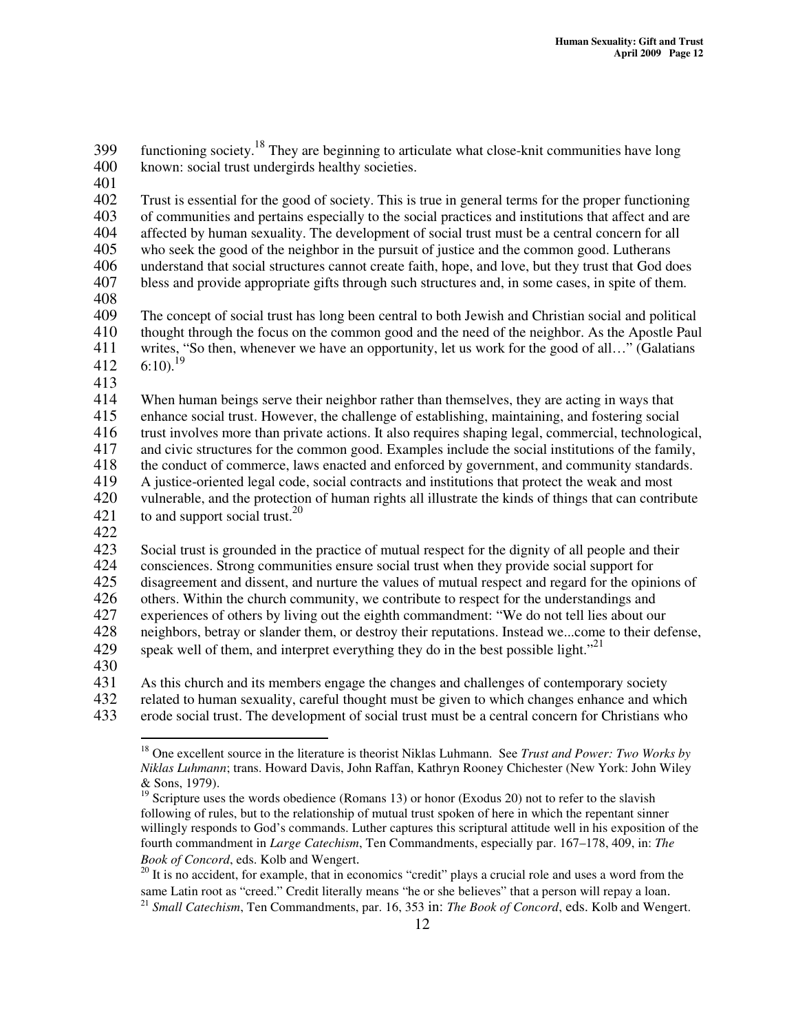functioning society.[18] They are beginning to articulate what close-knit communities have long known: social trust undergirds healthy societies.

Trust is essential for the good of society. This is true in general terms for the proper functioning of communities and pertains especially to the social practices and institutions that affect and are affected by human sexuality. The development of social trust must be a central concern for all who seek the good of the neighbor in the pursuit of justice and the common good. Lutherans understand that social structures cannot create faith, hope, and love, but they trust that God does bless and provide appropriate gifts through such structures and, in some cases, in spite of them.

The concept of social trust has long been central to both Jewish and Christian social and political thought through the focus on the common good and the need of the neighbor. As the Apostle Paul writes, "So then, whenever we have an opportunity, let us work for the good of all…" (Galatians 6:10).[19]

When human beings serve their neighbor rather than themselves, they are acting in ways that enhance social trust. However, the challenge of establishing, maintaining, and fostering social trust involves more than private actions. It also requires shaping legal, commercial, technological, and civic structures for the common good. Examples include the social institutions of the family, the conduct of commerce, laws enacted and enforced by government, and community standards. A justice-oriented legal code, social contracts and institutions that protect the weak and most vulnerable, and the protection of human rights all illustrate the kinds of things that can contribute to and support social trust.[20]

Social trust is grounded in the practice of mutual respect for the dignity of all people and their consciences. Strong communities ensure social trust when they provide social support for disagreement and dissent, and nurture the values of mutual respect and regard for the opinions of others. Within the church community, we contribute to respect for the understandings and experiences of others by living out the eighth commandment: "We do not tell lies about our neighbors, betray or slander them, or destroy their reputations. Instead we...come to their defense, speak well of them, and interpret everything they do in the best possible light."[21]

As this church and its members engage the changes and challenges of contemporary society related to human sexuality, careful thought must be given to which changes enhance and which erode social trust. The development of social trust must be a central concern for Christians who

---

[18] One excellent source in the literature is theorist Niklas Luhmann. See *Trust and Power: Two Works by Niklas Luhmann*; trans. Howard Davis, John Raffan, Kathryn Rooney Chichester (New York: John Wiley & Sons, 1979).

[19] Scripture uses the words obedience (Romans 13) or honor (Exodus 20) not to refer to the slavish following of rules, but to the relationship of mutual trust spoken of here in which the repentant sinner willingly responds to God's commands. Luther captures this scriptural attitude well in his exposition of the fourth commandment in *Large Catechism*, Ten Commandments, especially par. 167–178, 409, in: *The Book of Concord*, eds. Kolb and Wengert.

[20] It is no accident, for example, that in economics "credit" plays a crucial role and uses a word from the same Latin root as "creed." Credit literally means "he or she believes" that a person will repay a loan.

[21] *Small Catechism*, Ten Commandments, par. 16, 353 in: *The Book of Concord*, eds. Kolb and Wengert.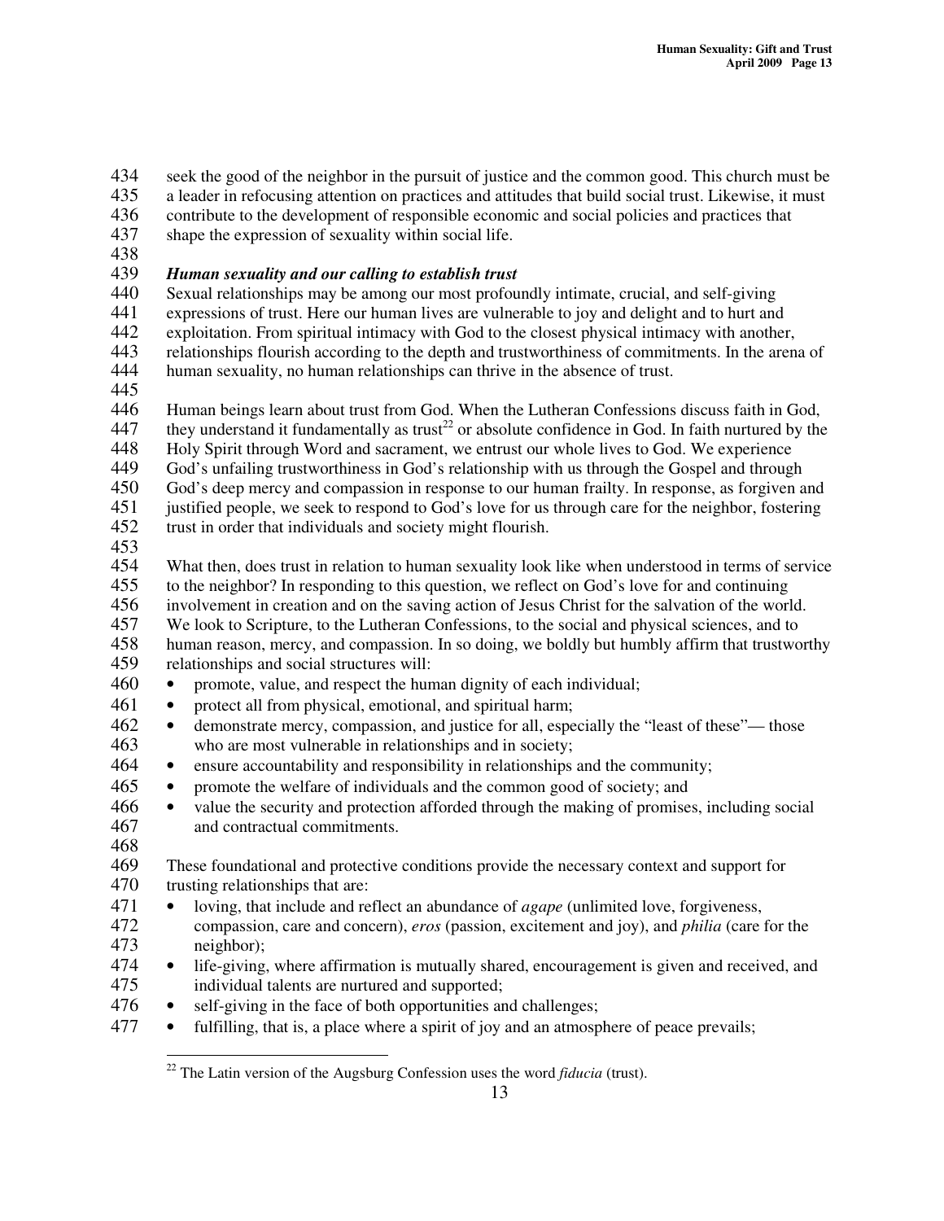seek the good of the neighbor in the pursuit of justice and the common good. This church must be a leader in refocusing attention on practices and attitudes that build social trust. Likewise, it must contribute to the development of responsible economic and social policies and practices that shape the expression of sexuality within social life.

### *Human sexuality and our calling to establish trust*

Sexual relationships may be among our most profoundly intimate, crucial, and self-giving expressions of trust. Here our human lives are vulnerable to joy and delight and to hurt and exploitation. From spiritual intimacy with God to the closest physical intimacy with another, relationships flourish according to the depth and trustworthiness of commitments. In the arena of human sexuality, no human relationships can thrive in the absence of trust.

Human beings learn about trust from God. When the Lutheran Confessions discuss faith in God, they understand it fundamentally as trust[22] or absolute confidence in God. In faith nurtured by the Holy Spirit through Word and sacrament, we entrust our whole lives to God. We experience God's unfailing trustworthiness in God's relationship with us through the Gospel and through God's deep mercy and compassion in response to our human frailty. In response, as forgiven and justified people, we seek to respond to God's love for us through care for the neighbor, fostering trust in order that individuals and society might flourish.

What then, does trust in relation to human sexuality look like when understood in terms of service to the neighbor? In responding to this question, we reflect on God's love for and continuing involvement in creation and on the saving action of Jesus Christ for the salvation of the world. We look to Scripture, to the Lutheran Confessions, to the social and physical sciences, and to human reason, mercy, and compassion. In so doing, we boldly but humbly affirm that trustworthy relationships and social structures will:

- promote, value, and respect the human dignity of each individual;
- protect all from physical, emotional, and spiritual harm;
- demonstrate mercy, compassion, and justice for all, especially the "least of these"— those who are most vulnerable in relationships and in society;
- ensure accountability and responsibility in relationships and the community;
- promote the welfare of individuals and the common good of society; and
- value the security and protection afforded through the making of promises, including social and contractual commitments.

These foundational and protective conditions provide the necessary context and support for trusting relationships that are:

- loving, that include and reflect an abundance of *agape* (unlimited love, forgiveness, compassion, care and concern), *eros* (passion, excitement and joy), and *philia* (care for the neighbor);
- life-giving, where affirmation is mutually shared, encouragement is given and received, and individual talents are nurtured and supported;
- self-giving in the face of both opportunities and challenges;
- fulfilling, that is, a place where a spirit of joy and an atmosphere of peace prevails;

---

[22] The Latin version of the Augsburg Confession uses the word *fiducia* (trust).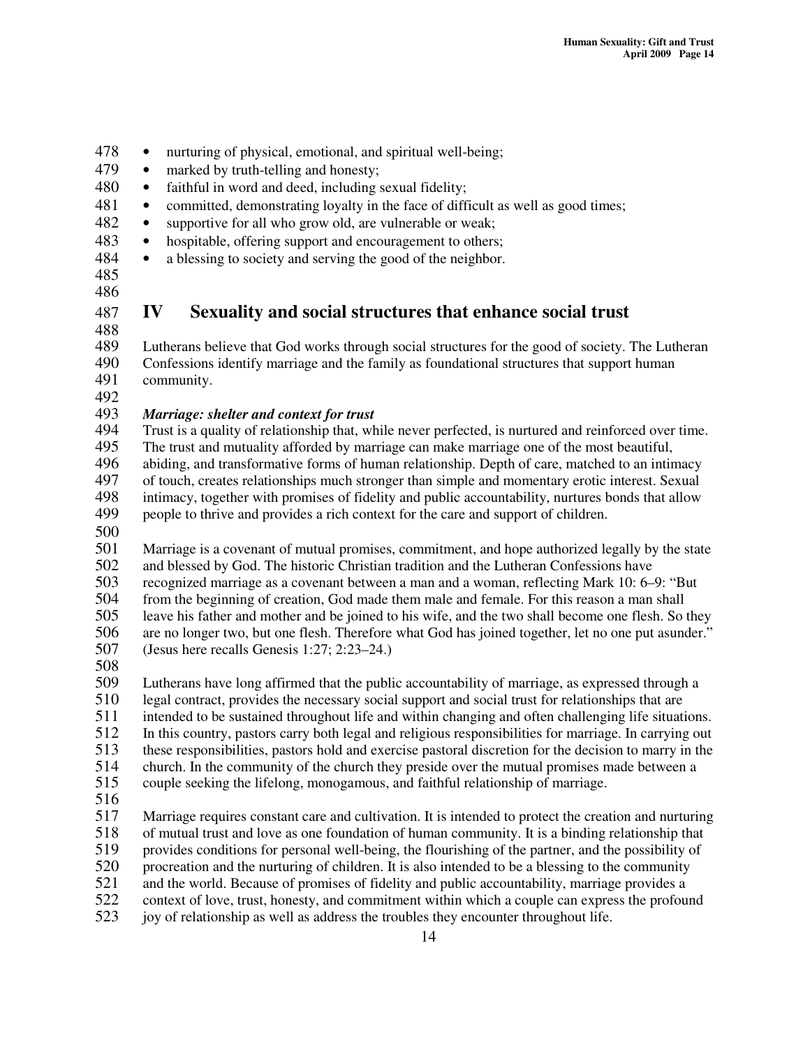- nurturing of physical, emotional, and spiritual well-being;
- marked by truth-telling and honesty;
- faithful in word and deed, including sexual fidelity;
- committed, demonstrating loyalty in the face of difficult as well as good times;
- supportive for all who grow old, are vulnerable or weak;
- hospitable, offering support and encouragement to others;
- a blessing to society and serving the good of the neighbor.

# IV Sexuality and social structures that enhance social trust

Lutherans believe that God works through social structures for the good of society. The Lutheran Confessions identify marriage and the family as foundational structures that support human community.

***Marriage: shelter and context for trust***

Trust is a quality of relationship that, while never perfected, is nurtured and reinforced over time. The trust and mutuality afforded by marriage can make marriage one of the most beautiful, abiding, and transformative forms of human relationship. Depth of care, matched to an intimacy of touch, creates relationships much stronger than simple and momentary erotic interest. Sexual intimacy, together with promises of fidelity and public accountability, nurtures bonds that allow people to thrive and provides a rich context for the care and support of children.

Marriage is a covenant of mutual promises, commitment, and hope authorized legally by the state and blessed by God. The historic Christian tradition and the Lutheran Confessions have recognized marriage as a covenant between a man and a woman, reflecting Mark 10: 6–9: "But from the beginning of creation, God made them male and female. For this reason a man shall leave his father and mother and be joined to his wife, and the two shall become one flesh. So they are no longer two, but one flesh. Therefore what God has joined together, let no one put asunder." (Jesus here recalls Genesis 1:27; 2:23–24.)

Lutherans have long affirmed that the public accountability of marriage, as expressed through a legal contract, provides the necessary social support and social trust for relationships that are intended to be sustained throughout life and within changing and often challenging life situations. In this country, pastors carry both legal and religious responsibilities for marriage. In carrying out these responsibilities, pastors hold and exercise pastoral discretion for the decision to marry in the church. In the community of the church they preside over the mutual promises made between a couple seeking the lifelong, monogamous, and faithful relationship of marriage.

Marriage requires constant care and cultivation. It is intended to protect the creation and nurturing of mutual trust and love as one foundation of human community. It is a binding relationship that provides conditions for personal well-being, the flourishing of the partner, and the possibility of procreation and the nurturing of children. It is also intended to be a blessing to the community and the world. Because of promises of fidelity and public accountability, marriage provides a context of love, trust, honesty, and commitment within which a couple can express the profound joy of relationship as well as address the troubles they encounter throughout life.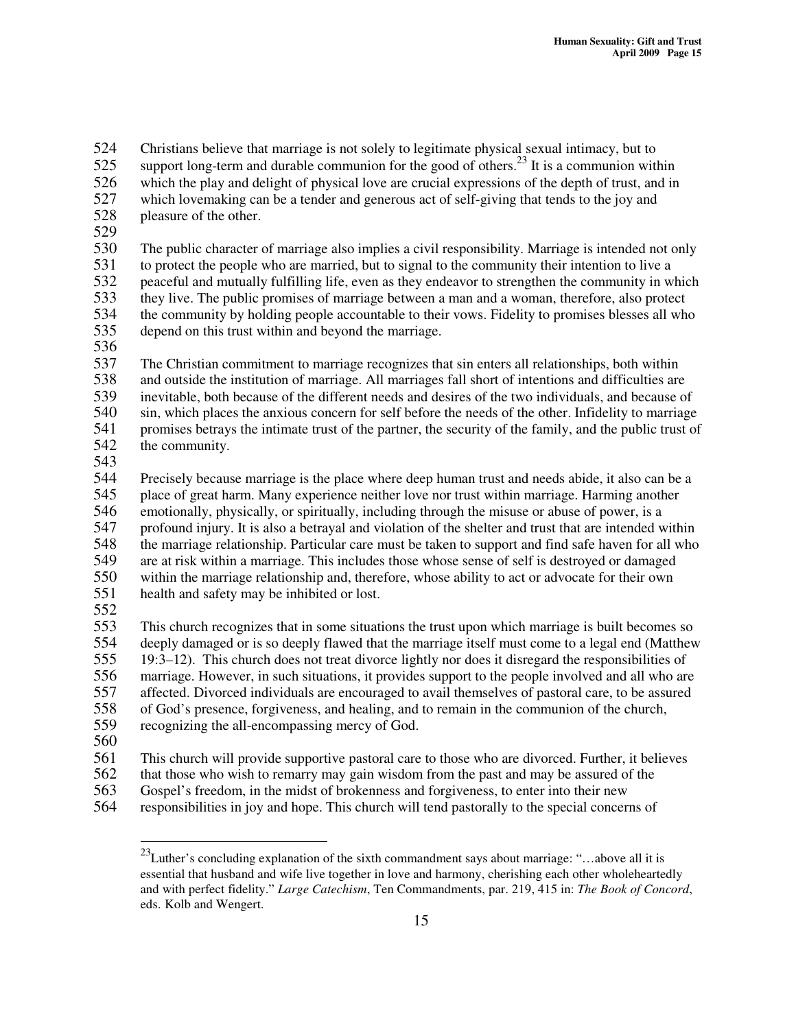Christians believe that marriage is not solely to legitimate physical sexual intimacy, but to support long-term and durable communion for the good of others.[23] It is a communion within which the play and delight of physical love are crucial expressions of the depth of trust, and in which lovemaking can be a tender and generous act of self-giving that tends to the joy and pleasure of the other.

The public character of marriage also implies a civil responsibility. Marriage is intended not only to protect the people who are married, but to signal to the community their intention to live a peaceful and mutually fulfilling life, even as they endeavor to strengthen the community in which they live. The public promises of marriage between a man and a woman, therefore, also protect the community by holding people accountable to their vows. Fidelity to promises blesses all who depend on this trust within and beyond the marriage.

The Christian commitment to marriage recognizes that sin enters all relationships, both within and outside the institution of marriage. All marriages fall short of intentions and difficulties are inevitable, both because of the different needs and desires of the two individuals, and because of sin, which places the anxious concern for self before the needs of the other. Infidelity to marriage promises betrays the intimate trust of the partner, the security of the family, and the public trust of the community.

Precisely because marriage is the place where deep human trust and needs abide, it also can be a place of great harm. Many experience neither love nor trust within marriage. Harming another emotionally, physically, or spiritually, including through the misuse or abuse of power, is a profound injury. It is also a betrayal and violation of the shelter and trust that are intended within the marriage relationship. Particular care must be taken to support and find safe haven for all who are at risk within a marriage. This includes those whose sense of self is destroyed or damaged within the marriage relationship and, therefore, whose ability to act or advocate for their own health and safety may be inhibited or lost.

This church recognizes that in some situations the trust upon which marriage is built becomes so deeply damaged or is so deeply flawed that the marriage itself must come to a legal end (Matthew 19:3–12). This church does not treat divorce lightly nor does it disregard the responsibilities of marriage. However, in such situations, it provides support to the people involved and all who are affected. Divorced individuals are encouraged to avail themselves of pastoral care, to be assured of God's presence, forgiveness, and healing, and to remain in the communion of the church, recognizing the all-encompassing mercy of God.

This church will provide supportive pastoral care to those who are divorced. Further, it believes that those who wish to remarry may gain wisdom from the past and may be assured of the Gospel's freedom, in the midst of brokenness and forgiveness, to enter into their new responsibilities in joy and hope. This church will tend pastorally to the special concerns of

---

[23] Luther's concluding explanation of the sixth commandment says about marriage: "…above all it is essential that husband and wife live together in love and harmony, cherishing each other wholeheartedly and with perfect fidelity." *Large Catechism*, Ten Commandments, par. 219, 415 in: *The Book of Concord*, eds. Kolb and Wengert.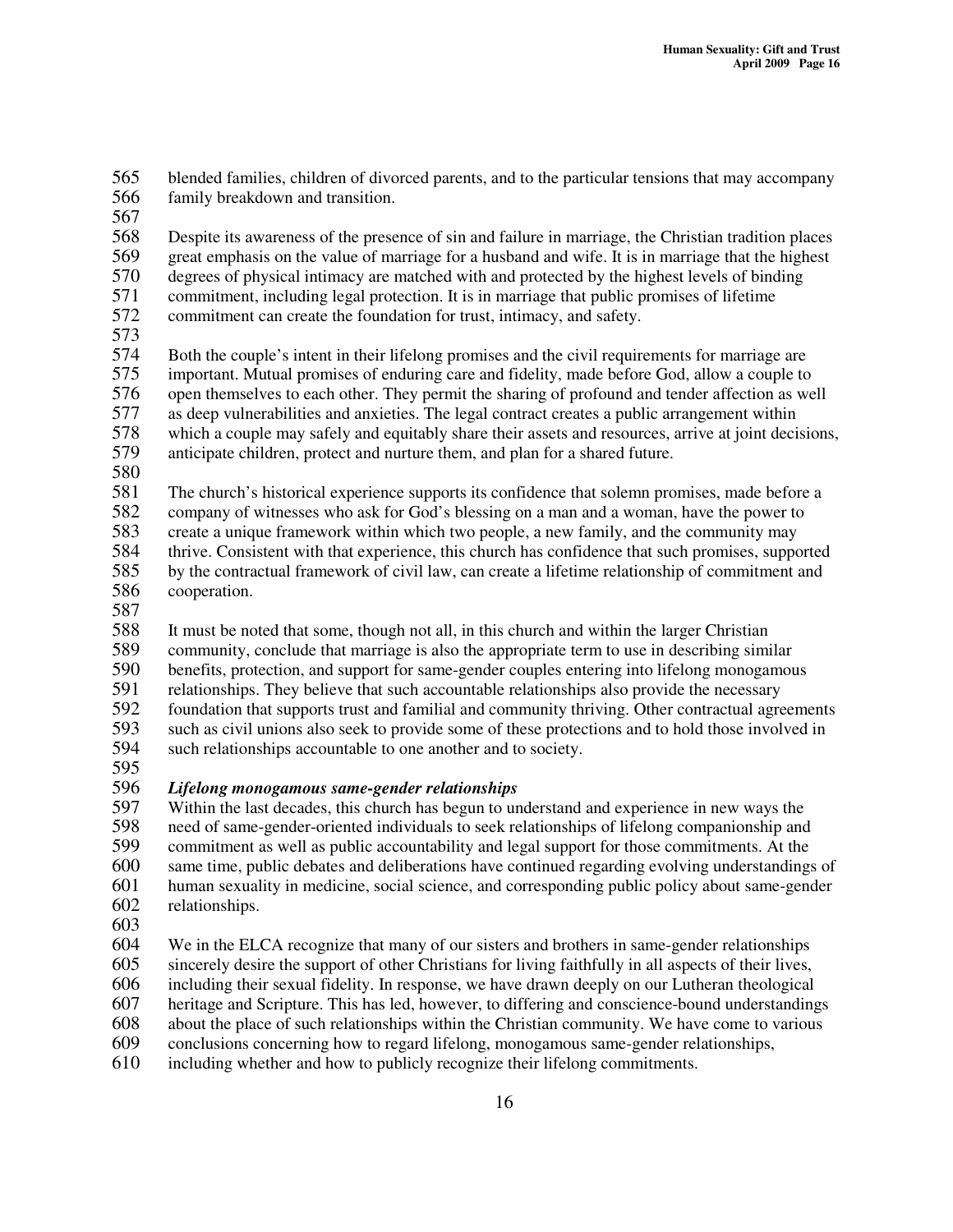blended families, children of divorced parents, and to the particular tensions that may accompany family breakdown and transition.

Despite its awareness of the presence of sin and failure in marriage, the Christian tradition places great emphasis on the value of marriage for a husband and wife. It is in marriage that the highest degrees of physical intimacy are matched with and protected by the highest levels of binding commitment, including legal protection. It is in marriage that public promises of lifetime commitment can create the foundation for trust, intimacy, and safety.

Both the couple's intent in their lifelong promises and the civil requirements for marriage are important. Mutual promises of enduring care and fidelity, made before God, allow a couple to open themselves to each other. They permit the sharing of profound and tender affection as well as deep vulnerabilities and anxieties. The legal contract creates a public arrangement within which a couple may safely and equitably share their assets and resources, arrive at joint decisions, anticipate children, protect and nurture them, and plan for a shared future.

The church's historical experience supports its confidence that solemn promises, made before a company of witnesses who ask for God's blessing on a man and a woman, have the power to create a unique framework within which two people, a new family, and the community may thrive. Consistent with that experience, this church has confidence that such promises, supported by the contractual framework of civil law, can create a lifetime relationship of commitment and cooperation.

It must be noted that some, though not all, in this church and within the larger Christian community, conclude that marriage is also the appropriate term to use in describing similar benefits, protection, and support for same-gender couples entering into lifelong monogamous relationships. They believe that such accountable relationships also provide the necessary foundation that supports trust and familial and community thriving. Other contractual agreements such as civil unions also seek to provide some of these protections and to hold those involved in such relationships accountable to one another and to society.

***Lifelong monogamous same-gender relationships***

Within the last decades, this church has begun to understand and experience in new ways the need of same-gender-oriented individuals to seek relationships of lifelong companionship and commitment as well as public accountability and legal support for those commitments. At the same time, public debates and deliberations have continued regarding evolving understandings of human sexuality in medicine, social science, and corresponding public policy about same-gender relationships.

We in the ELCA recognize that many of our sisters and brothers in same-gender relationships sincerely desire the support of other Christians for living faithfully in all aspects of their lives, including their sexual fidelity. In response, we have drawn deeply on our Lutheran theological heritage and Scripture. This has led, however, to differing and conscience-bound understandings about the place of such relationships within the Christian community. We have come to various conclusions concerning how to regard lifelong, monogamous same-gender relationships, including whether and how to publicly recognize their lifelong commitments.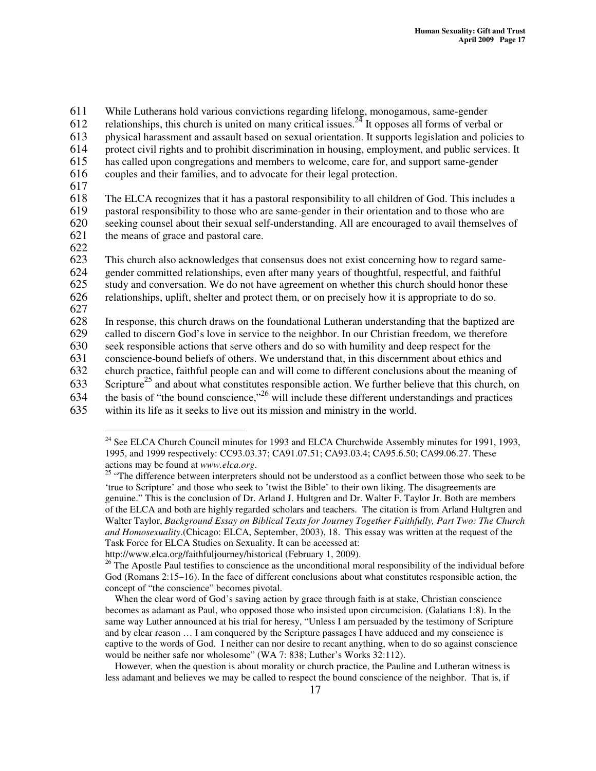While Lutherans hold various convictions regarding lifelong, monogamous, same-gender relationships, this church is united on many critical issues.[24] It opposes all forms of verbal or physical harassment and assault based on sexual orientation. It supports legislation and policies to protect civil rights and to prohibit discrimination in housing, employment, and public services. It has called upon congregations and members to welcome, care for, and support same-gender couples and their families, and to advocate for their legal protection.

The ELCA recognizes that it has a pastoral responsibility to all children of God. This includes a pastoral responsibility to those who are same-gender in their orientation and to those who are seeking counsel about their sexual self-understanding. All are encouraged to avail themselves of the means of grace and pastoral care.

This church also acknowledges that consensus does not exist concerning how to regard same-gender committed relationships, even after many years of thoughtful, respectful, and faithful study and conversation. We do not have agreement on whether this church should honor these relationships, uplift, shelter and protect them, or on precisely how it is appropriate to do so.

In response, this church draws on the foundational Lutheran understanding that the baptized are called to discern God's love in service to the neighbor. In our Christian freedom, we therefore seek responsible actions that serve others and do so with humility and deep respect for the conscience-bound beliefs of others. We understand that, in this discernment about ethics and church practice, faithful people can and will come to different conclusions about the meaning of Scripture[25] and about what constitutes responsible action. We further believe that this church, on the basis of "the bound conscience,"[26] will include these different understandings and practices within its life as it seeks to live out its mission and ministry in the world.

---

[24] See ELCA Church Council minutes for 1993 and ELCA Churchwide Assembly minutes for 1991, 1993, 1995, and 1999 respectively: CC93.03.37; CA91.07.51; CA93.03.4; CA95.6.50; CA99.06.27. These actions may be found at *www.elca.org*.

[25] "The difference between interpreters should not be understood as a conflict between those who seek to be 'true to Scripture' and those who seek to 'twist the Bible' to their own liking. The disagreements are genuine." This is the conclusion of Dr. Arland J. Hultgren and Dr. Walter F. Taylor Jr. Both are members of the ELCA and both are highly regarded scholars and teachers. The citation is from Arland Hultgren and Walter Taylor, *Background Essay on Biblical Texts for Journey Together Faithfully, Part Two: The Church and Homosexuality*.(Chicago: ELCA, September, 2003), 18. This essay was written at the request of the Task Force for ELCA Studies on Sexuality. It can be accessed at: http://www.elca.org/faithfuljourney/historical (February 1, 2009).

[26] The Apostle Paul testifies to conscience as the unconditional moral responsibility of the individual before God (Romans 2:15–16). In the face of different conclusions about what constitutes responsible action, the concept of "the conscience" becomes pivotal.

When the clear word of God's saving action by grace through faith is at stake, Christian conscience becomes as adamant as Paul, who opposed those who insisted upon circumcision. (Galatians 1:8). In the same way Luther announced at his trial for heresy, "Unless I am persuaded by the testimony of Scripture and by clear reason … I am conquered by the Scripture passages I have adduced and my conscience is captive to the words of God. I neither can nor desire to recant anything, when to do so against conscience would be neither safe nor wholesome" (WA 7: 838; Luther's Works 32:112).

However, when the question is about morality or church practice, the Pauline and Lutheran witness is less adamant and believes we may be called to respect the bound conscience of the neighbor. That is, if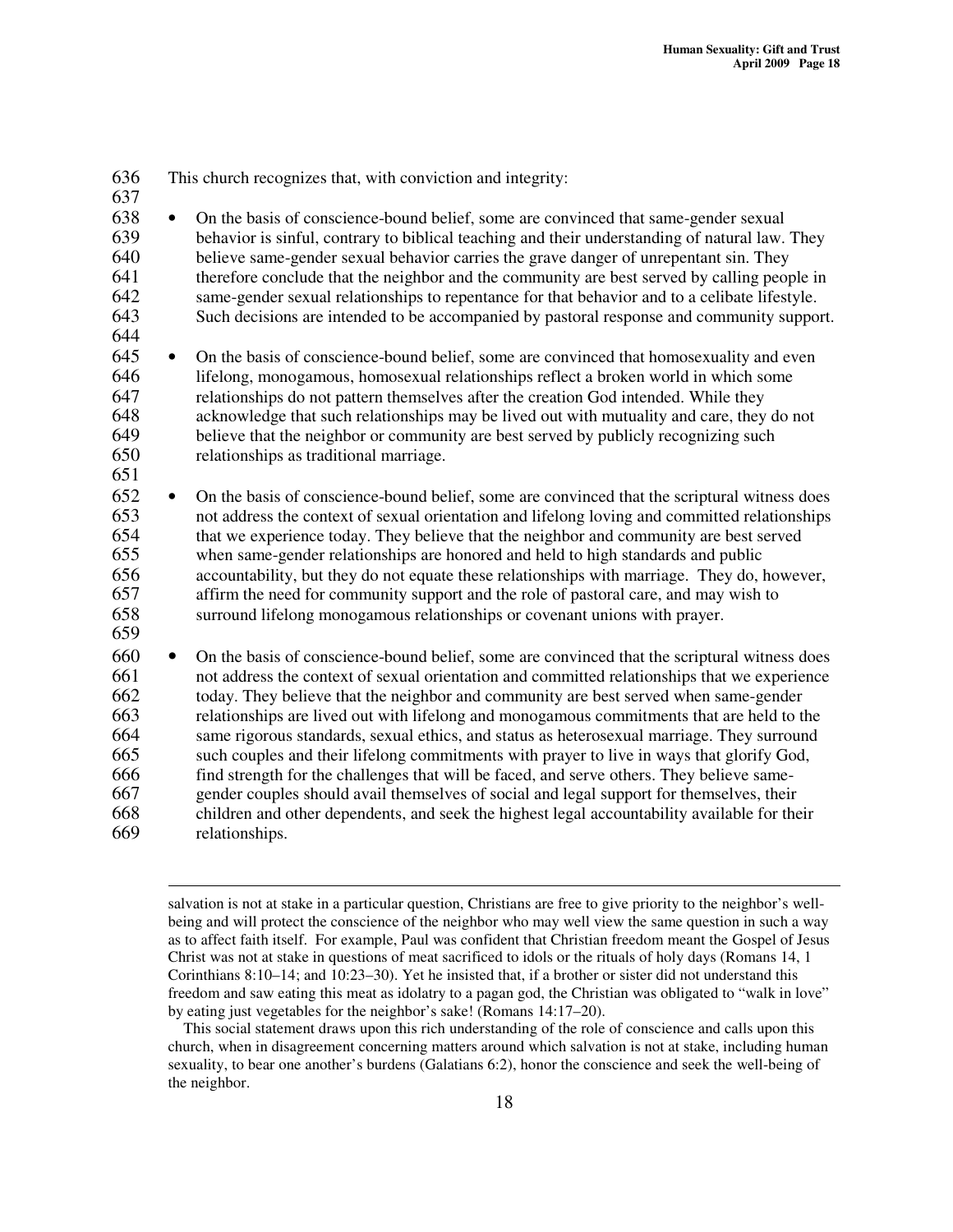This church recognizes that, with conviction and integrity:

- On the basis of conscience-bound belief, some are convinced that same-gender sexual behavior is sinful, contrary to biblical teaching and their understanding of natural law. They believe same-gender sexual behavior carries the grave danger of unrepentant sin. They therefore conclude that the neighbor and the community are best served by calling people in same-gender sexual relationships to repentance for that behavior and to a celibate lifestyle. Such decisions are intended to be accompanied by pastoral response and community support.

- On the basis of conscience-bound belief, some are convinced that homosexuality and even lifelong, monogamous, homosexual relationships reflect a broken world in which some relationships do not pattern themselves after the creation God intended. While they acknowledge that such relationships may be lived out with mutuality and care, they do not believe that the neighbor or community are best served by publicly recognizing such relationships as traditional marriage.

- On the basis of conscience-bound belief, some are convinced that the scriptural witness does not address the context of sexual orientation and lifelong loving and committed relationships that we experience today. They believe that the neighbor and community are best served when same-gender relationships are honored and held to high standards and public accountability, but they do not equate these relationships with marriage. They do, however, affirm the need for community support and the role of pastoral care, and may wish to surround lifelong monogamous relationships or covenant unions with prayer.

- On the basis of conscience-bound belief, some are convinced that the scriptural witness does not address the context of sexual orientation and committed relationships that we experience today. They believe that the neighbor and community are best served when same-gender relationships are lived out with lifelong and monogamous commitments that are held to the same rigorous standards, sexual ethics, and status as heterosexual marriage. They surround such couples and their lifelong commitments with prayer to live in ways that glorify God, find strength for the challenges that will be faced, and serve others. They believe same-gender couples should avail themselves of social and legal support for themselves, their children and other dependents, and seek the highest legal accountability available for their relationships.

---

salvation is not at stake in a particular question, Christians are free to give priority to the neighbor's well-being and will protect the conscience of the neighbor who may well view the same question in such a way as to affect faith itself. For example, Paul was confident that Christian freedom meant the Gospel of Jesus Christ was not at stake in questions of meat sacrificed to idols or the rituals of holy days (Romans 14, 1 Corinthians 8:10–14; and 10:23–30). Yet he insisted that, if a brother or sister did not understand this freedom and saw eating this meat as idolatry to a pagan god, the Christian was obligated to "walk in love" by eating just vegetables for the neighbor's sake! (Romans 14:17–20).

This social statement draws upon this rich understanding of the role of conscience and calls upon this church, when in disagreement concerning matters around which salvation is not at stake, including human sexuality, to bear one another's burdens (Galatians 6:2), honor the conscience and seek the well-being of the neighbor.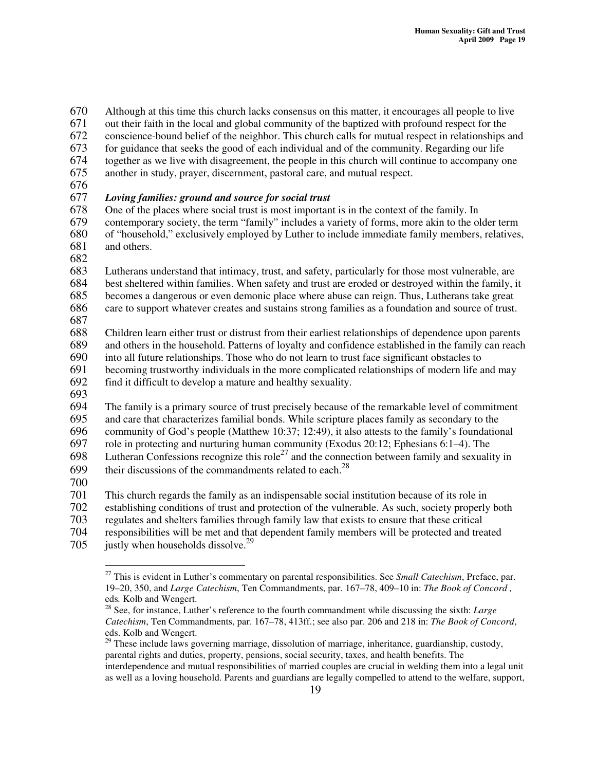Although at this time this church lacks consensus on this matter, it encourages all people to live out their faith in the local and global community of the baptized with profound respect for the conscience-bound belief of the neighbor. This church calls for mutual respect in relationships and for guidance that seeks the good of each individual and of the community. Regarding our life together as we live with disagreement, the people in this church will continue to accompany one another in study, prayer, discernment, pastoral care, and mutual respect.

***Loving families: ground and source for social trust***

One of the places where social trust is most important is in the context of the family. In contemporary society, the term "family" includes a variety of forms, more akin to the older term of "household," exclusively employed by Luther to include immediate family members, relatives, and others.

Lutherans understand that intimacy, trust, and safety, particularly for those most vulnerable, are best sheltered within families. When safety and trust are eroded or destroyed within the family, it becomes a dangerous or even demonic place where abuse can reign. Thus, Lutherans take great care to support whatever creates and sustains strong families as a foundation and source of trust.

Children learn either trust or distrust from their earliest relationships of dependence upon parents and others in the household. Patterns of loyalty and confidence established in the family can reach into all future relationships. Those who do not learn to trust face significant obstacles to becoming trustworthy individuals in the more complicated relationships of modern life and may find it difficult to develop a mature and healthy sexuality.

The family is a primary source of trust precisely because of the remarkable level of commitment and care that characterizes familial bonds. While scripture places family as secondary to the community of God's people (Matthew 10:37; 12:49), it also attests to the family's foundational role in protecting and nurturing human community (Exodus 20:12; Ephesians 6:1–4). The Lutheran Confessions recognize this role[27] and the connection between family and sexuality in their discussions of the commandments related to each.[28]

This church regards the family as an indispensable social institution because of its role in establishing conditions of trust and protection of the vulnerable. As such, society properly both regulates and shelters families through family law that exists to ensure that these critical responsibilities will be met and that dependent family members will be protected and treated justly when households dissolve.[29]

---

[27] This is evident in Luther's commentary on parental responsibilities. See *Small Catechism*, Preface, par. 19–20, 350, and *Large Catechism*, Ten Commandments, par. 167–78, 409–10 in: *The Book of Concord ,* eds*.* Kolb and Wengert.

[28] See, for instance, Luther's reference to the fourth commandment while discussing the sixth: *Large Catechism*, Ten Commandments, par. 167–78, 413ff.; see also par. 206 and 218 in: *The Book of Concord*, eds. Kolb and Wengert.

[29] These include laws governing marriage, dissolution of marriage, inheritance, guardianship, custody, parental rights and duties, property, pensions, social security, taxes, and health benefits. The interdependence and mutual responsibilities of married couples are crucial in welding them into a legal unit as well as a loving household. Parents and guardians are legally compelled to attend to the welfare, support,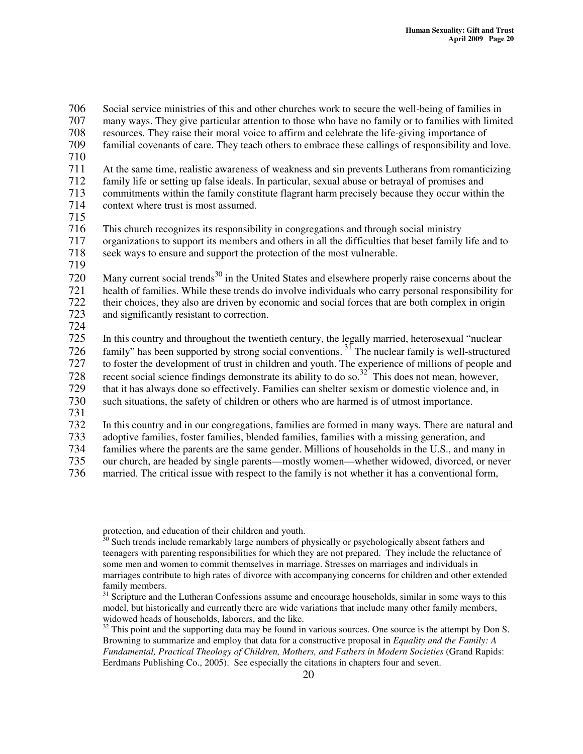Social service ministries of this and other churches work to secure the well-being of families in many ways. They give particular attention to those who have no family or to families with limited resources. They raise their moral voice to affirm and celebrate the life-giving importance of familial covenants of care. They teach others to embrace these callings of responsibility and love.

At the same time, realistic awareness of weakness and sin prevents Lutherans from romanticizing family life or setting up false ideals. In particular, sexual abuse or betrayal of promises and commitments within the family constitute flagrant harm precisely because they occur within the context where trust is most assumed.

This church recognizes its responsibility in congregations and through social ministry organizations to support its members and others in all the difficulties that beset family life and to seek ways to ensure and support the protection of the most vulnerable.

Many current social trends[30] in the United States and elsewhere properly raise concerns about the health of families. While these trends do involve individuals who carry personal responsibility for their choices, they also are driven by economic and social forces that are both complex in origin and significantly resistant to correction.

In this country and throughout the twentieth century, the legally married, heterosexual "nuclear family" has been supported by strong social conventions.[31] The nuclear family is well-structured to foster the development of trust in children and youth. The experience of millions of people and recent social science findings demonstrate its ability to do so.[32] This does not mean, however, that it has always done so effectively. Families can shelter sexism or domestic violence and, in such situations, the safety of children or others who are harmed is of utmost importance.

In this country and in our congregations, families are formed in many ways. There are natural and adoptive families, foster families, blended families, families with a missing generation, and families where the parents are the same gender. Millions of households in the U.S., and many in our church, are headed by single parents—mostly women—whether widowed, divorced, or never married. The critical issue with respect to the family is not whether it has a conventional form,

---

protection, and education of their children and youth.

[30] Such trends include remarkably large numbers of physically or psychologically absent fathers and teenagers with parenting responsibilities for which they are not prepared. They include the reluctance of some men and women to commit themselves in marriage. Stresses on marriages and individuals in marriages contribute to high rates of divorce with accompanying concerns for children and other extended family members.

[31] Scripture and the Lutheran Confessions assume and encourage households, similar in some ways to this model, but historically and currently there are wide variations that include many other family members, widowed heads of households, laborers, and the like.

[32] This point and the supporting data may be found in various sources. One source is the attempt by Don S. Browning to summarize and employ that data for a constructive proposal in *Equality and the Family: A Fundamental, Practical Theology of Children, Mothers, and Fathers in Modern Societies* (Grand Rapids: Eerdmans Publishing Co., 2005). See especially the citations in chapters four and seven.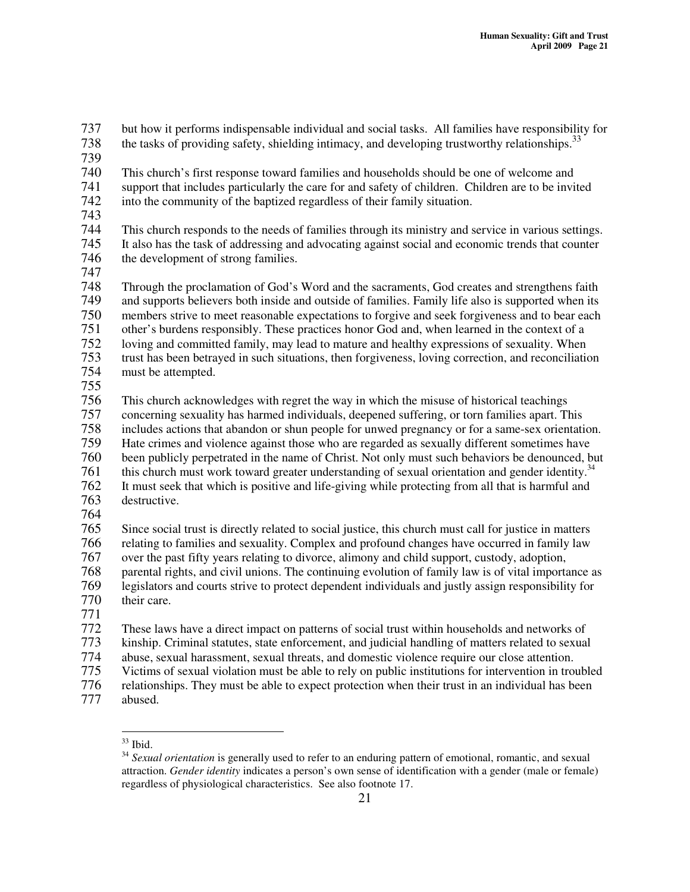but how it performs indispensable individual and social tasks. All families have responsibility for the tasks of providing safety, shielding intimacy, and developing trustworthy relationships.[33]

This church's first response toward families and households should be one of welcome and support that includes particularly the care for and safety of children. Children are to be invited into the community of the baptized regardless of their family situation.

This church responds to the needs of families through its ministry and service in various settings. It also has the task of addressing and advocating against social and economic trends that counter the development of strong families.

Through the proclamation of God's Word and the sacraments, God creates and strengthens faith and supports believers both inside and outside of families. Family life also is supported when its members strive to meet reasonable expectations to forgive and seek forgiveness and to bear each other's burdens responsibly. These practices honor God and, when learned in the context of a loving and committed family, may lead to mature and healthy expressions of sexuality. When trust has been betrayed in such situations, then forgiveness, loving correction, and reconciliation must be attempted.

This church acknowledges with regret the way in which the misuse of historical teachings concerning sexuality has harmed individuals, deepened suffering, or torn families apart. This includes actions that abandon or shun people for unwed pregnancy or for a same-sex orientation. Hate crimes and violence against those who are regarded as sexually different sometimes have been publicly perpetrated in the name of Christ. Not only must such behaviors be denounced, but this church must work toward greater understanding of sexual orientation and gender identity.[34] It must seek that which is positive and life-giving while protecting from all that is harmful and destructive.

Since social trust is directly related to social justice, this church must call for justice in matters relating to families and sexuality. Complex and profound changes have occurred in family law over the past fifty years relating to divorce, alimony and child support, custody, adoption, parental rights, and civil unions. The continuing evolution of family law is of vital importance as legislators and courts strive to protect dependent individuals and justly assign responsibility for their care.

These laws have a direct impact on patterns of social trust within households and networks of kinship. Criminal statutes, state enforcement, and judicial handling of matters related to sexual abuse, sexual harassment, sexual threats, and domestic violence require our close attention. Victims of sexual violation must be able to rely on public institutions for intervention in troubled relationships. They must be able to expect protection when their trust in an individual has been abused.

---

[33] Ibid.

[34] *Sexual orientation* is generally used to refer to an enduring pattern of emotional, romantic, and sexual attraction. *Gender identity* indicates a person's own sense of identification with a gender (male or female) regardless of physiological characteristics. See also footnote 17.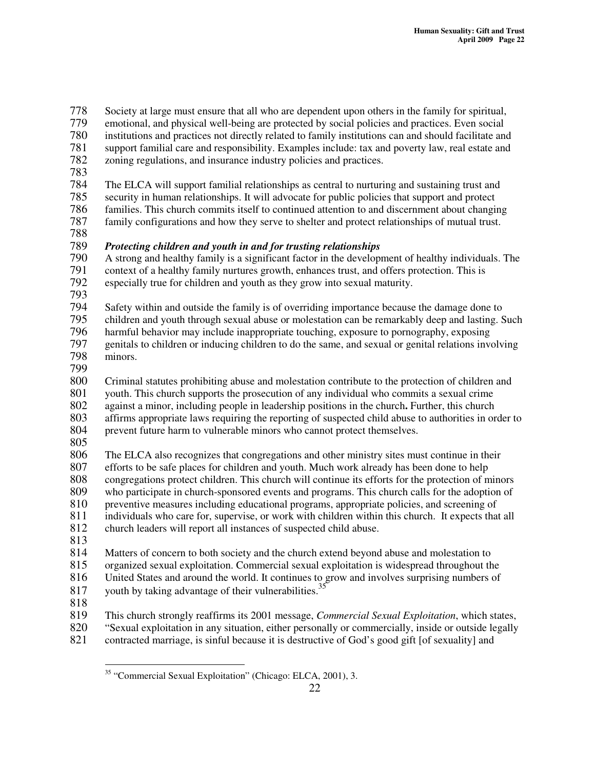Society at large must ensure that all who are dependent upon others in the family for spiritual, emotional, and physical well-being are protected by social policies and practices. Even social institutions and practices not directly related to family institutions can and should facilitate and support familial care and responsibility. Examples include: tax and poverty law, real estate and zoning regulations, and insurance industry policies and practices.

The ELCA will support familial relationships as central to nurturing and sustaining trust and security in human relationships. It will advocate for public policies that support and protect families. This church commits itself to continued attention to and discernment about changing family configurations and how they serve to shelter and protect relationships of mutual trust.

***Protecting children and youth in and for trusting relationships***

A strong and healthy family is a significant factor in the development of healthy individuals. The context of a healthy family nurtures growth, enhances trust, and offers protection. This is especially true for children and youth as they grow into sexual maturity.

Safety within and outside the family is of overriding importance because the damage done to children and youth through sexual abuse or molestation can be remarkably deep and lasting. Such harmful behavior may include inappropriate touching, exposure to pornography, exposing genitals to children or inducing children to do the same, and sexual or genital relations involving minors.

Criminal statutes prohibiting abuse and molestation contribute to the protection of children and youth. This church supports the prosecution of any individual who commits a sexual crime against a minor, including people in leadership positions in the church**.** Further, this church affirms appropriate laws requiring the reporting of suspected child abuse to authorities in order to prevent future harm to vulnerable minors who cannot protect themselves.

The ELCA also recognizes that congregations and other ministry sites must continue in their efforts to be safe places for children and youth. Much work already has been done to help congregations protect children. This church will continue its efforts for the protection of minors who participate in church-sponsored events and programs. This church calls for the adoption of preventive measures including educational programs, appropriate policies, and screening of individuals who care for, supervise, or work with children within this church. It expects that all church leaders will report all instances of suspected child abuse.

Matters of concern to both society and the church extend beyond abuse and molestation to organized sexual exploitation. Commercial sexual exploitation is widespread throughout the United States and around the world. It continues to grow and involves surprising numbers of youth by taking advantage of their vulnerabilities.[35]

This church strongly reaffirms its 2001 message, *Commercial Sexual Exploitation*, which states, "Sexual exploitation in any situation, either personally or commercially, inside or outside legally contracted marriage, is sinful because it is destructive of God's good gift [of sexuality] and

---

[35] "Commercial Sexual Exploitation" (Chicago: ELCA, 2001), 3.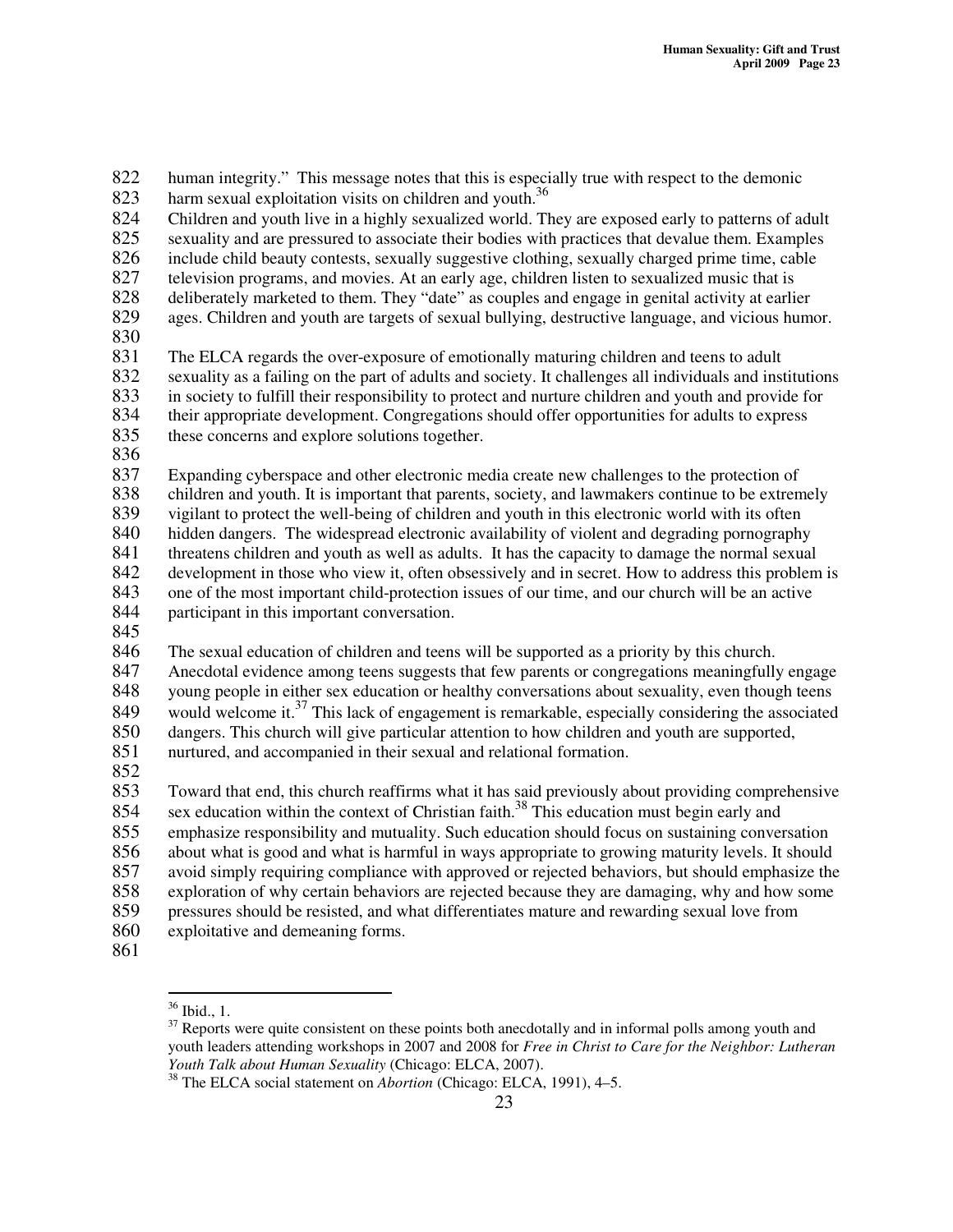human integrity." This message notes that this is especially true with respect to the demonic harm sexual exploitation visits on children and youth.[36]

Children and youth live in a highly sexualized world. They are exposed early to patterns of adult sexuality and are pressured to associate their bodies with practices that devalue them. Examples include child beauty contests, sexually suggestive clothing, sexually charged prime time, cable television programs, and movies. At an early age, children listen to sexualized music that is deliberately marketed to them. They "date" as couples and engage in genital activity at earlier ages. Children and youth are targets of sexual bullying, destructive language, and vicious humor.

The ELCA regards the over-exposure of emotionally maturing children and teens to adult sexuality as a failing on the part of adults and society. It challenges all individuals and institutions in society to fulfill their responsibility to protect and nurture children and youth and provide for their appropriate development. Congregations should offer opportunities for adults to express these concerns and explore solutions together.

Expanding cyberspace and other electronic media create new challenges to the protection of children and youth. It is important that parents, society, and lawmakers continue to be extremely vigilant to protect the well-being of children and youth in this electronic world with its often hidden dangers. The widespread electronic availability of violent and degrading pornography threatens children and youth as well as adults. It has the capacity to damage the normal sexual development in those who view it, often obsessively and in secret. How to address this problem is one of the most important child-protection issues of our time, and our church will be an active participant in this important conversation.

The sexual education of children and teens will be supported as a priority by this church. Anecdotal evidence among teens suggests that few parents or congregations meaningfully engage young people in either sex education or healthy conversations about sexuality, even though teens would welcome it.[37] This lack of engagement is remarkable, especially considering the associated dangers. This church will give particular attention to how children and youth are supported, nurtured, and accompanied in their sexual and relational formation.

Toward that end, this church reaffirms what it has said previously about providing comprehensive sex education within the context of Christian faith.[38] This education must begin early and emphasize responsibility and mutuality. Such education should focus on sustaining conversation about what is good and what is harmful in ways appropriate to growing maturity levels. It should avoid simply requiring compliance with approved or rejected behaviors, but should emphasize the exploration of why certain behaviors are rejected because they are damaging, why and how some pressures should be resisted, and what differentiates mature and rewarding sexual love from exploitative and demeaning forms.

---

[36] Ibid., 1.

[37] Reports were quite consistent on these points both anecdotally and in informal polls among youth and youth leaders attending workshops in 2007 and 2008 for *Free in Christ to Care for the Neighbor: Lutheran Youth Talk about Human Sexuality* (Chicago: ELCA, 2007).

[38] The ELCA social statement on *Abortion* (Chicago: ELCA, 1991), 4–5.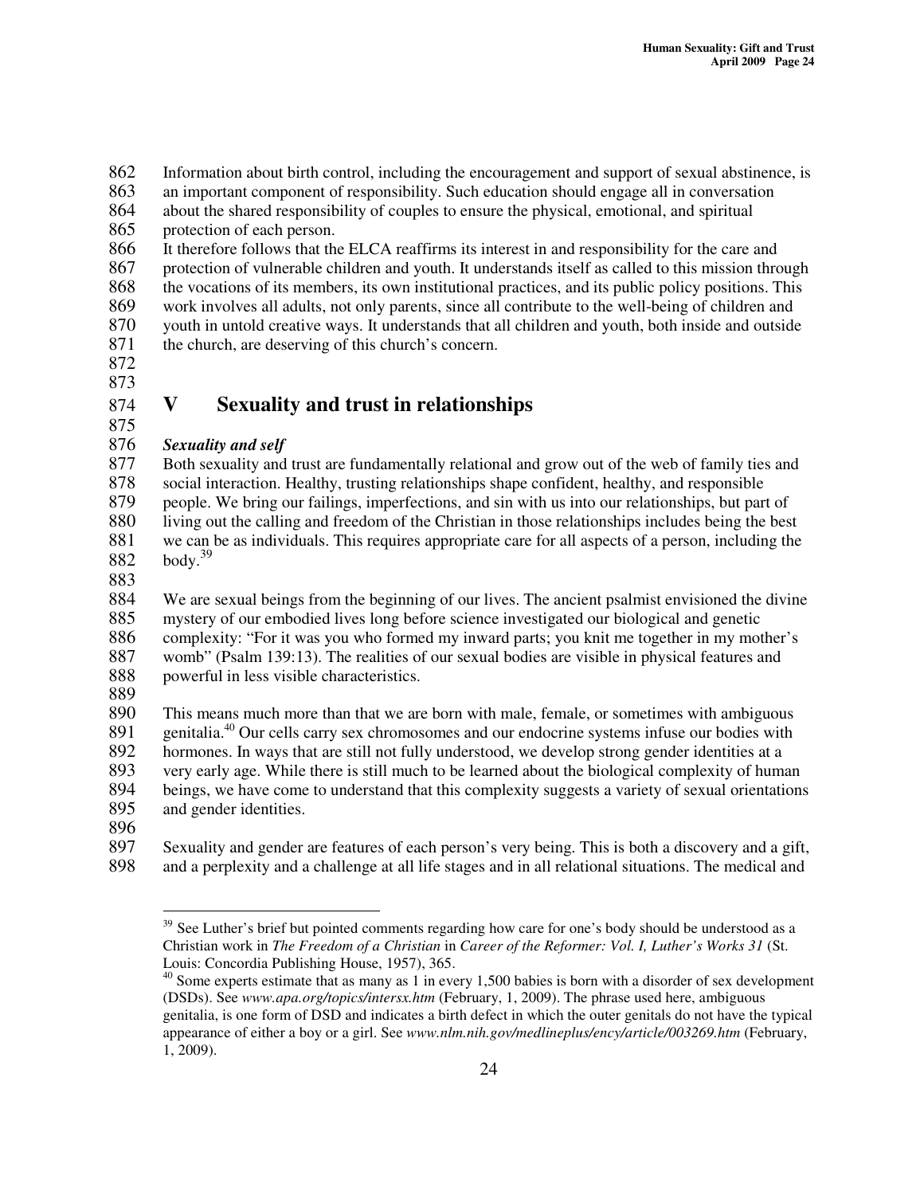Information about birth control, including the encouragement and support of sexual abstinence, is an important component of responsibility. Such education should engage all in conversation about the shared responsibility of couples to ensure the physical, emotional, and spiritual protection of each person.

It therefore follows that the ELCA reaffirms its interest in and responsibility for the care and protection of vulnerable children and youth. It understands itself as called to this mission through the vocations of its members, its own institutional practices, and its public policy positions. This work involves all adults, not only parents, since all contribute to the well-being of children and youth in untold creative ways. It understands that all children and youth, both inside and outside the church, are deserving of this church's concern.

## V Sexuality and trust in relationships

### *Sexuality and self*

Both sexuality and trust are fundamentally relational and grow out of the web of family ties and social interaction. Healthy, trusting relationships shape confident, healthy, and responsible people. We bring our failings, imperfections, and sin with us into our relationships, but part of living out the calling and freedom of the Christian in those relationships includes being the best we can be as individuals. This requires appropriate care for all aspects of a person, including the body.[39]

We are sexual beings from the beginning of our lives. The ancient psalmist envisioned the divine mystery of our embodied lives long before science investigated our biological and genetic complexity: "For it was you who formed my inward parts; you knit me together in my mother's womb" (Psalm 139:13). The realities of our sexual bodies are visible in physical features and powerful in less visible characteristics.

This means much more than that we are born with male, female, or sometimes with ambiguous genitalia.[40] Our cells carry sex chromosomes and our endocrine systems infuse our bodies with hormones. In ways that are still not fully understood, we develop strong gender identities at a very early age. While there is still much to be learned about the biological complexity of human beings, we have come to understand that this complexity suggests a variety of sexual orientations and gender identities.

Sexuality and gender are features of each person's very being. This is both a discovery and a gift, and a perplexity and a challenge at all life stages and in all relational situations. The medical and

---

[39] See Luther's brief but pointed comments regarding how care for one's body should be understood as a Christian work in *The Freedom of a Christian* in *Career of the Reformer: Vol. I, Luther's Works 31* (St. Louis: Concordia Publishing House, 1957), 365.

[40] Some experts estimate that as many as 1 in every 1,500 babies is born with a disorder of sex development (DSDs). See *www.apa.org/topics/intersx.htm* (February, 1, 2009). The phrase used here, ambiguous genitalia, is one form of DSD and indicates a birth defect in which the outer genitals do not have the typical appearance of either a boy or a girl. See *www.nlm.nih.gov/medlineplus/ency/article/003269.htm* (February, 1, 2009).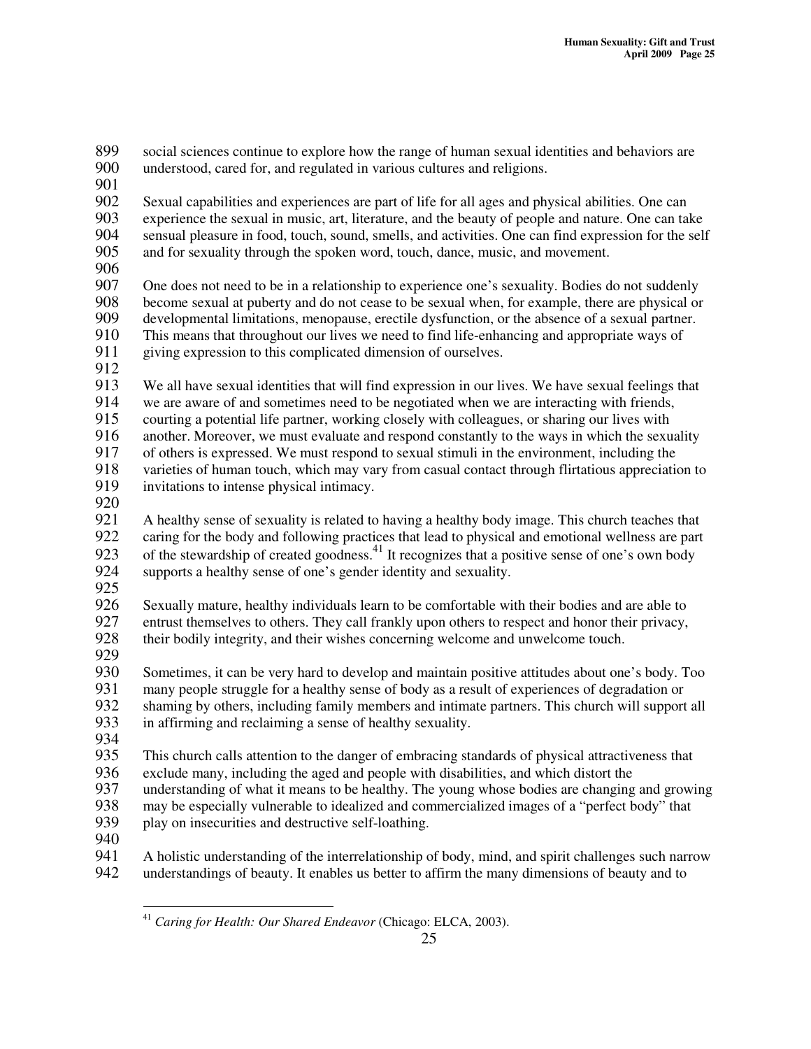social sciences continue to explore how the range of human sexual identities and behaviors are understood, cared for, and regulated in various cultures and religions.

Sexual capabilities and experiences are part of life for all ages and physical abilities. One can experience the sexual in music, art, literature, and the beauty of people and nature. One can take sensual pleasure in food, touch, sound, smells, and activities. One can find expression for the self and for sexuality through the spoken word, touch, dance, music, and movement.

One does not need to be in a relationship to experience one's sexuality. Bodies do not suddenly become sexual at puberty and do not cease to be sexual when, for example, there are physical or developmental limitations, menopause, erectile dysfunction, or the absence of a sexual partner. This means that throughout our lives we need to find life-enhancing and appropriate ways of giving expression to this complicated dimension of ourselves.

We all have sexual identities that will find expression in our lives. We have sexual feelings that we are aware of and sometimes need to be negotiated when we are interacting with friends, courting a potential life partner, working closely with colleagues, or sharing our lives with another. Moreover, we must evaluate and respond constantly to the ways in which the sexuality of others is expressed. We must respond to sexual stimuli in the environment, including the varieties of human touch, which may vary from casual contact through flirtatious appreciation to invitations to intense physical intimacy.

A healthy sense of sexuality is related to having a healthy body image. This church teaches that caring for the body and following practices that lead to physical and emotional wellness are part of the stewardship of created goodness.[41] It recognizes that a positive sense of one's own body supports a healthy sense of one's gender identity and sexuality.

Sexually mature, healthy individuals learn to be comfortable with their bodies and are able to entrust themselves to others. They call frankly upon others to respect and honor their privacy, their bodily integrity, and their wishes concerning welcome and unwelcome touch.

Sometimes, it can be very hard to develop and maintain positive attitudes about one's body. Too many people struggle for a healthy sense of body as a result of experiences of degradation or shaming by others, including family members and intimate partners. This church will support all in affirming and reclaiming a sense of healthy sexuality.

This church calls attention to the danger of embracing standards of physical attractiveness that exclude many, including the aged and people with disabilities, and which distort the understanding of what it means to be healthy. The young whose bodies are changing and growing may be especially vulnerable to idealized and commercialized images of a "perfect body" that play on insecurities and destructive self-loathing.

A holistic understanding of the interrelationship of body, mind, and spirit challenges such narrow understandings of beauty. It enables us better to affirm the many dimensions of beauty and to

---

[41] *Caring for Health: Our Shared Endeavor* (Chicago: ELCA, 2003).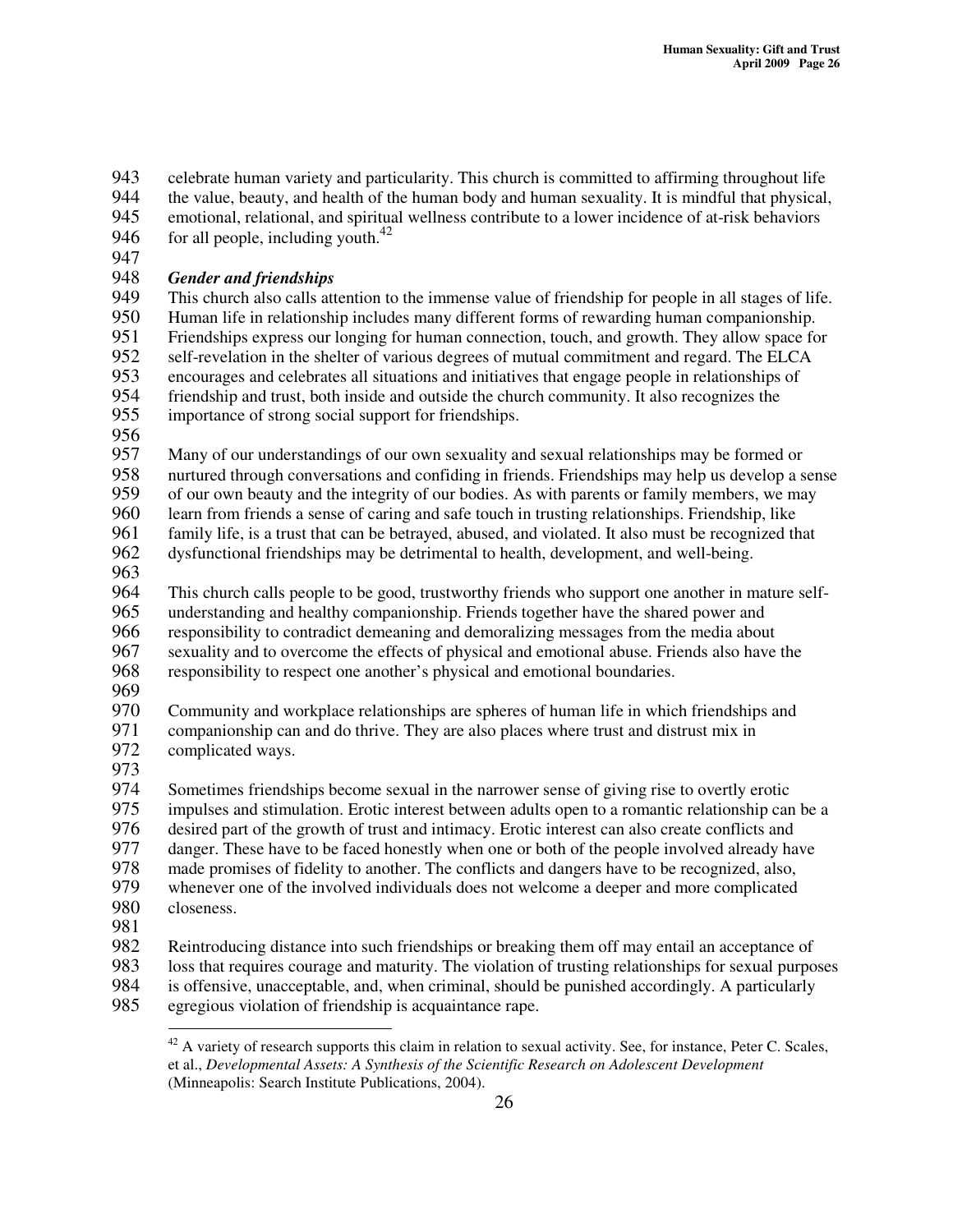celebrate human variety and particularity. This church is committed to affirming throughout life the value, beauty, and health of the human body and human sexuality. It is mindful that physical, emotional, relational, and spiritual wellness contribute to a lower incidence of at-risk behaviors for all people, including youth.[42]

***Gender and friendships***

This church also calls attention to the immense value of friendship for people in all stages of life. Human life in relationship includes many different forms of rewarding human companionship. Friendships express our longing for human connection, touch, and growth. They allow space for self-revelation in the shelter of various degrees of mutual commitment and regard. The ELCA encourages and celebrates all situations and initiatives that engage people in relationships of friendship and trust, both inside and outside the church community. It also recognizes the importance of strong social support for friendships.

Many of our understandings of our own sexuality and sexual relationships may be formed or nurtured through conversations and confiding in friends. Friendships may help us develop a sense of our own beauty and the integrity of our bodies. As with parents or family members, we may learn from friends a sense of caring and safe touch in trusting relationships. Friendship, like family life, is a trust that can be betrayed, abused, and violated. It also must be recognized that dysfunctional friendships may be detrimental to health, development, and well-being.

This church calls people to be good, trustworthy friends who support one another in mature self-understanding and healthy companionship. Friends together have the shared power and responsibility to contradict demeaning and demoralizing messages from the media about sexuality and to overcome the effects of physical and emotional abuse. Friends also have the responsibility to respect one another's physical and emotional boundaries.

Community and workplace relationships are spheres of human life in which friendships and companionship can and do thrive. They are also places where trust and distrust mix in complicated ways.

Sometimes friendships become sexual in the narrower sense of giving rise to overtly erotic impulses and stimulation. Erotic interest between adults open to a romantic relationship can be a desired part of the growth of trust and intimacy. Erotic interest can also create conflicts and danger. These have to be faced honestly when one or both of the people involved already have made promises of fidelity to another. The conflicts and dangers have to be recognized, also, whenever one of the involved individuals does not welcome a deeper and more complicated closeness.

Reintroducing distance into such friendships or breaking them off may entail an acceptance of loss that requires courage and maturity. The violation of trusting relationships for sexual purposes is offensive, unacceptable, and, when criminal, should be punished accordingly. A particularly egregious violation of friendship is acquaintance rape.

---

[42] A variety of research supports this claim in relation to sexual activity. See, for instance, Peter C. Scales, et al., *Developmental Assets: A Synthesis of the Scientific Research on Adolescent Development* (Minneapolis: Search Institute Publications, 2004).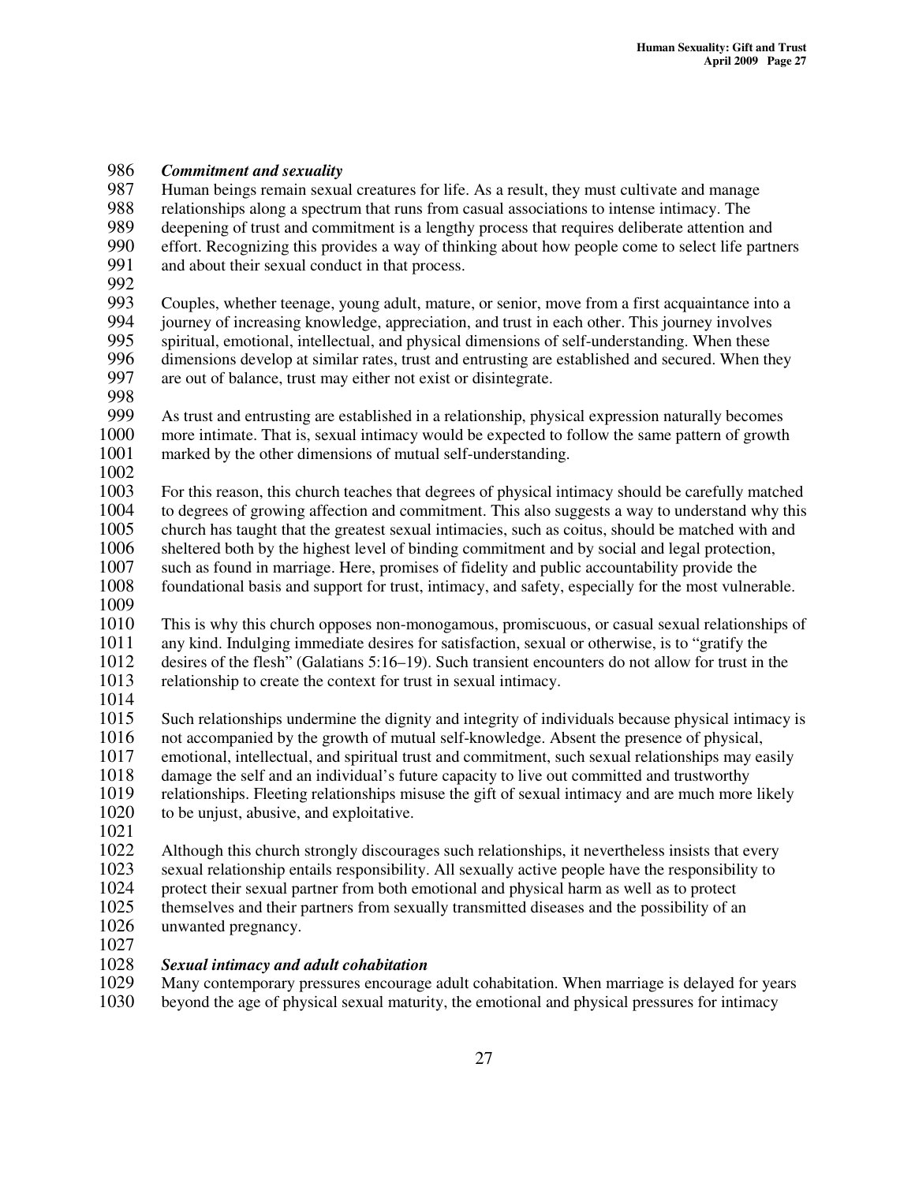***Commitment and sexuality***

Human beings remain sexual creatures for life. As a result, they must cultivate and manage relationships along a spectrum that runs from casual associations to intense intimacy. The deepening of trust and commitment is a lengthy process that requires deliberate attention and effort. Recognizing this provides a way of thinking about how people come to select life partners and about their sexual conduct in that process.

Couples, whether teenage, young adult, mature, or senior, move from a first acquaintance into a journey of increasing knowledge, appreciation, and trust in each other. This journey involves spiritual, emotional, intellectual, and physical dimensions of self-understanding. When these dimensions develop at similar rates, trust and entrusting are established and secured. When they are out of balance, trust may either not exist or disintegrate.

As trust and entrusting are established in a relationship, physical expression naturally becomes more intimate. That is, sexual intimacy would be expected to follow the same pattern of growth marked by the other dimensions of mutual self-understanding.

For this reason, this church teaches that degrees of physical intimacy should be carefully matched to degrees of growing affection and commitment. This also suggests a way to understand why this church has taught that the greatest sexual intimacies, such as coitus, should be matched with and sheltered both by the highest level of binding commitment and by social and legal protection, such as found in marriage. Here, promises of fidelity and public accountability provide the foundational basis and support for trust, intimacy, and safety, especially for the most vulnerable.

This is why this church opposes non-monogamous, promiscuous, or casual sexual relationships of any kind. Indulging immediate desires for satisfaction, sexual or otherwise, is to "gratify the desires of the flesh" (Galatians 5:16–19). Such transient encounters do not allow for trust in the relationship to create the context for trust in sexual intimacy.

Such relationships undermine the dignity and integrity of individuals because physical intimacy is not accompanied by the growth of mutual self-knowledge. Absent the presence of physical, emotional, intellectual, and spiritual trust and commitment, such sexual relationships may easily damage the self and an individual's future capacity to live out committed and trustworthy relationships. Fleeting relationships misuse the gift of sexual intimacy and are much more likely to be unjust, abusive, and exploitative.

Although this church strongly discourages such relationships, it nevertheless insists that every sexual relationship entails responsibility. All sexually active people have the responsibility to protect their sexual partner from both emotional and physical harm as well as to protect themselves and their partners from sexually transmitted diseases and the possibility of an unwanted pregnancy.

***Sexual intimacy and adult cohabitation***

Many contemporary pressures encourage adult cohabitation. When marriage is delayed for years beyond the age of physical sexual maturity, the emotional and physical pressures for intimacy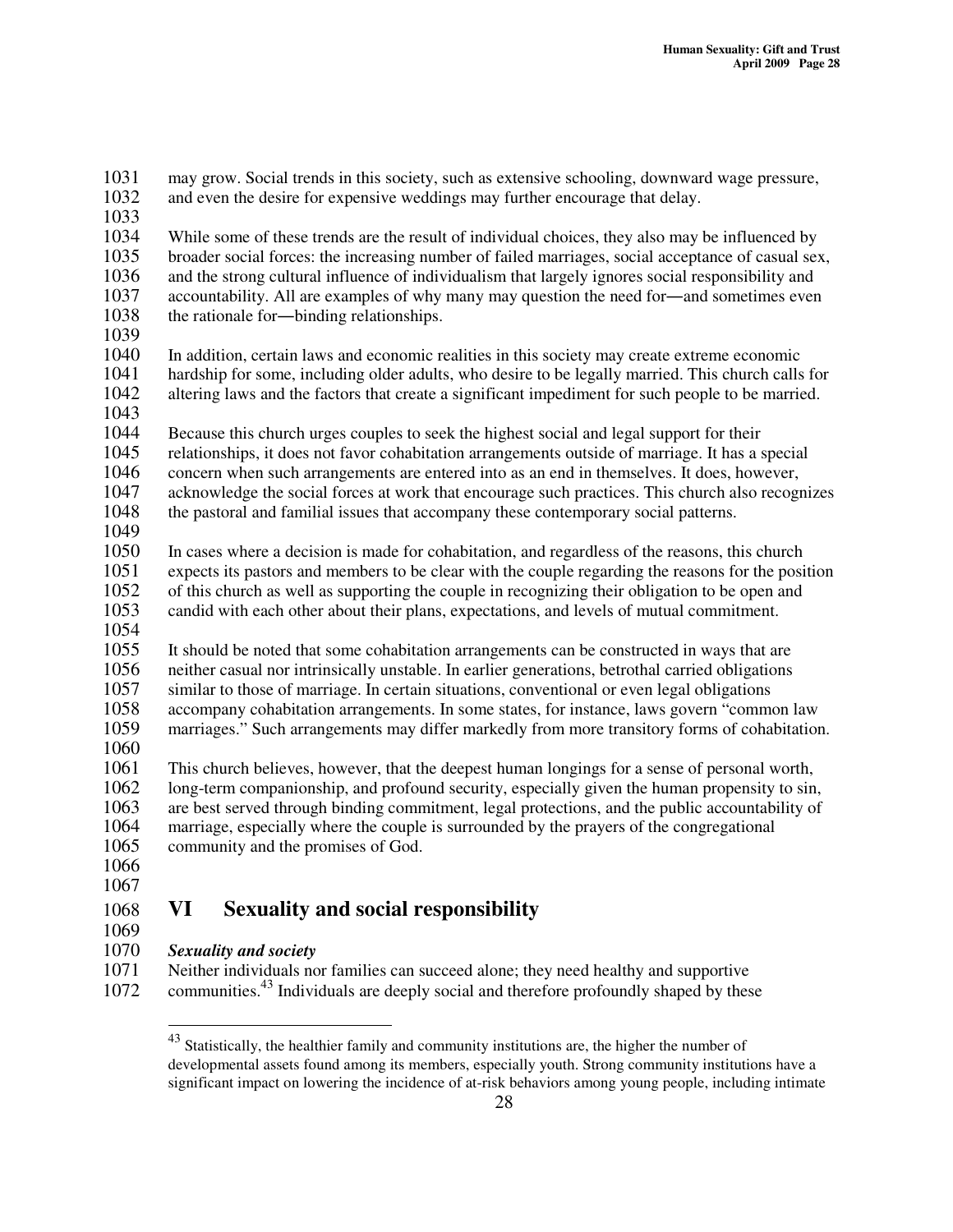may grow. Social trends in this society, such as extensive schooling, downward wage pressure, and even the desire for expensive weddings may further encourage that delay.

While some of these trends are the result of individual choices, they also may be influenced by broader social forces: the increasing number of failed marriages, social acceptance of casual sex, and the strong cultural influence of individualism that largely ignores social responsibility and accountability. All are examples of why many may question the need for―and sometimes even the rationale for―binding relationships.

In addition, certain laws and economic realities in this society may create extreme economic hardship for some, including older adults, who desire to be legally married. This church calls for altering laws and the factors that create a significant impediment for such people to be married.

Because this church urges couples to seek the highest social and legal support for their relationships, it does not favor cohabitation arrangements outside of marriage. It has a special concern when such arrangements are entered into as an end in themselves. It does, however, acknowledge the social forces at work that encourage such practices. This church also recognizes the pastoral and familial issues that accompany these contemporary social patterns.

In cases where a decision is made for cohabitation, and regardless of the reasons, this church expects its pastors and members to be clear with the couple regarding the reasons for the position of this church as well as supporting the couple in recognizing their obligation to be open and candid with each other about their plans, expectations, and levels of mutual commitment.

It should be noted that some cohabitation arrangements can be constructed in ways that are neither casual nor intrinsically unstable. In earlier generations, betrothal carried obligations similar to those of marriage. In certain situations, conventional or even legal obligations accompany cohabitation arrangements. In some states, for instance, laws govern "common law marriages." Such arrangements may differ markedly from more transitory forms of cohabitation.

This church believes, however, that the deepest human longings for a sense of personal worth, long-term companionship, and profound security, especially given the human propensity to sin, are best served through binding commitment, legal protections, and the public accountability of marriage, especially where the couple is surrounded by the prayers of the congregational community and the promises of God.

# VI Sexuality and social responsibility

***Sexuality and society***

Neither individuals nor families can succeed alone; they need healthy and supportive communities.[43] Individuals are deeply social and therefore profoundly shaped by these

[43] Statistically, the healthier family and community institutions are, the higher the number of developmental assets found among its members, especially youth. Strong community institutions have a significant impact on lowering the incidence of at-risk behaviors among young people, including intimate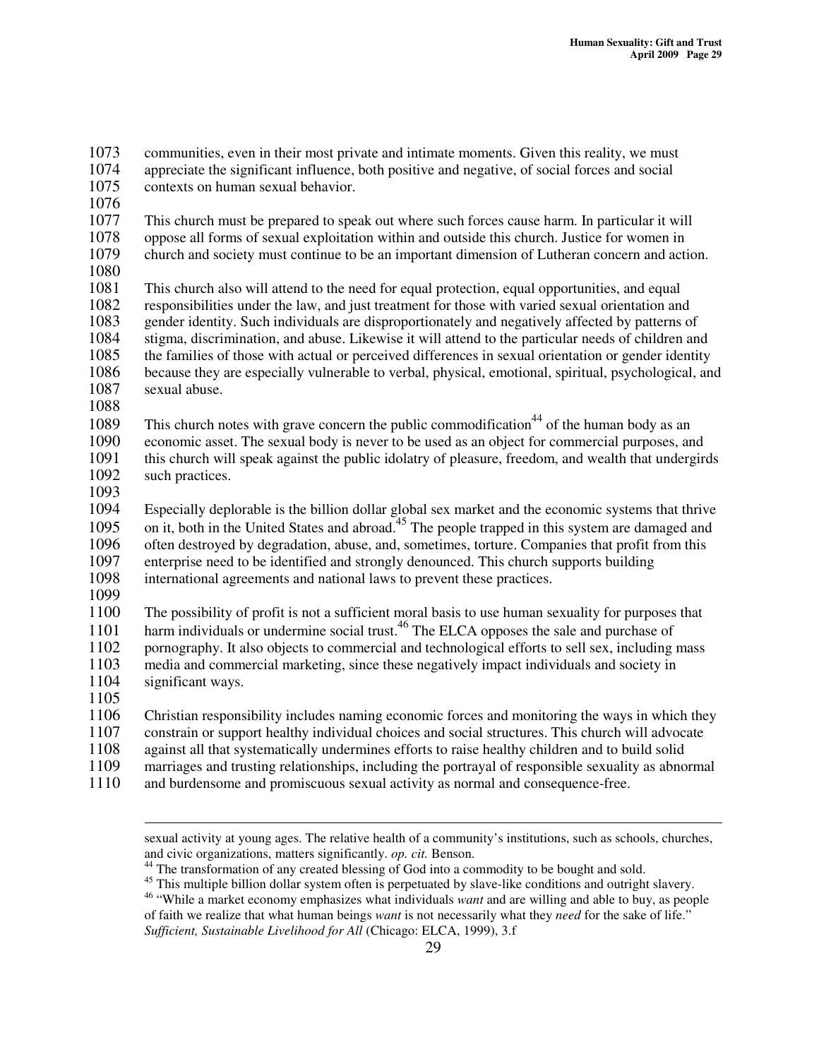communities, even in their most private and intimate moments. Given this reality, we must appreciate the significant influence, both positive and negative, of social forces and social contexts on human sexual behavior.

This church must be prepared to speak out where such forces cause harm. In particular it will oppose all forms of sexual exploitation within and outside this church. Justice for women in church and society must continue to be an important dimension of Lutheran concern and action.

This church also will attend to the need for equal protection, equal opportunities, and equal responsibilities under the law, and just treatment for those with varied sexual orientation and gender identity. Such individuals are disproportionately and negatively affected by patterns of stigma, discrimination, and abuse. Likewise it will attend to the particular needs of children and the families of those with actual or perceived differences in sexual orientation or gender identity because they are especially vulnerable to verbal, physical, emotional, spiritual, psychological, and sexual abuse.

This church notes with grave concern the public commodification[44] of the human body as an economic asset. The sexual body is never to be used as an object for commercial purposes, and this church will speak against the public idolatry of pleasure, freedom, and wealth that undergirds such practices.

Especially deplorable is the billion dollar global sex market and the economic systems that thrive on it, both in the United States and abroad.[45] The people trapped in this system are damaged and often destroyed by degradation, abuse, and, sometimes, torture. Companies that profit from this enterprise need to be identified and strongly denounced. This church supports building international agreements and national laws to prevent these practices.

The possibility of profit is not a sufficient moral basis to use human sexuality for purposes that harm individuals or undermine social trust.[46] The ELCA opposes the sale and purchase of pornography. It also objects to commercial and technological efforts to sell sex, including mass media and commercial marketing, since these negatively impact individuals and society in significant ways.

Christian responsibility includes naming economic forces and monitoring the ways in which they constrain or support healthy individual choices and social structures. This church will advocate against all that systematically undermines efforts to raise healthy children and to build solid marriages and trusting relationships, including the portrayal of responsible sexuality as abnormal and burdensome and promiscuous sexual activity as normal and consequence-free.

---

sexual activity at young ages. The relative health of a community's institutions, such as schools, churches, and civic organizations, matters significantly. *op. cit.* Benson.

[44] The transformation of any created blessing of God into a commodity to be bought and sold.

[45] This multiple billion dollar system often is perpetuated by slave-like conditions and outright slavery.

[46] "While a market economy emphasizes what individuals *want* and are willing and able to buy, as people of faith we realize that what human beings *want* is not necessarily what they *need* for the sake of life." *Sufficient, Sustainable Livelihood for All* (Chicago: ELCA, 1999), 3.f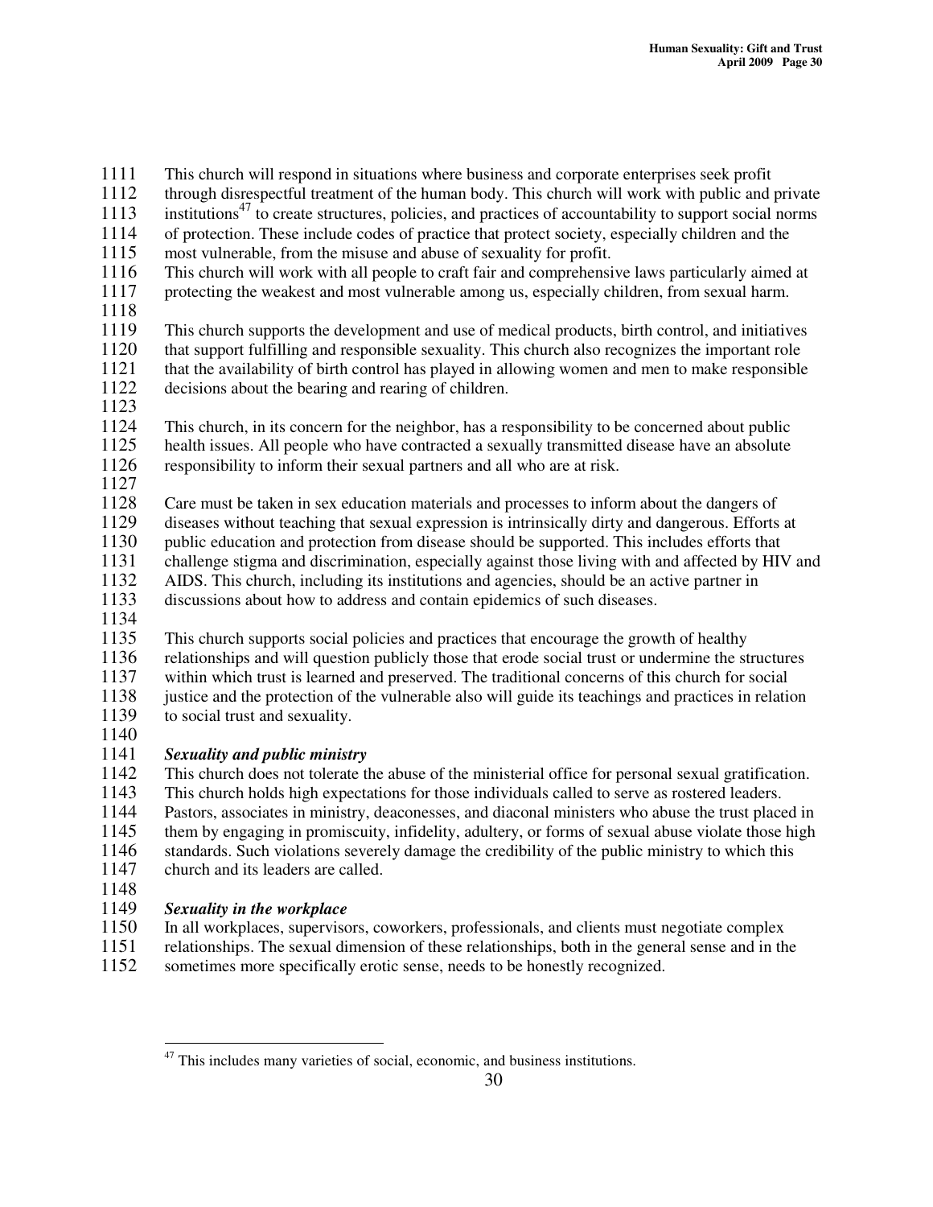This church will respond in situations where business and corporate enterprises seek profit through disrespectful treatment of the human body. This church will work with public and private institutions[47] to create structures, policies, and practices of accountability to support social norms of protection. These include codes of practice that protect society, especially children and the most vulnerable, from the misuse and abuse of sexuality for profit.
This church will work with all people to craft fair and comprehensive laws particularly aimed at protecting the weakest and most vulnerable among us, especially children, from sexual harm.

This church supports the development and use of medical products, birth control, and initiatives that support fulfilling and responsible sexuality. This church also recognizes the important role that the availability of birth control has played in allowing women and men to make responsible decisions about the bearing and rearing of children.

This church, in its concern for the neighbor, has a responsibility to be concerned about public health issues. All people who have contracted a sexually transmitted disease have an absolute responsibility to inform their sexual partners and all who are at risk.

Care must be taken in sex education materials and processes to inform about the dangers of diseases without teaching that sexual expression is intrinsically dirty and dangerous. Efforts at public education and protection from disease should be supported. This includes efforts that challenge stigma and discrimination, especially against those living with and affected by HIV and AIDS. This church, including its institutions and agencies, should be an active partner in discussions about how to address and contain epidemics of such diseases.

This church supports social policies and practices that encourage the growth of healthy relationships and will question publicly those that erode social trust or undermine the structures within which trust is learned and preserved. The traditional concerns of this church for social justice and the protection of the vulnerable also will guide its teachings and practices in relation to social trust and sexuality.

***Sexuality and public ministry***

This church does not tolerate the abuse of the ministerial office for personal sexual gratification. This church holds high expectations for those individuals called to serve as rostered leaders. Pastors, associates in ministry, deaconesses, and diaconal ministers who abuse the trust placed in them by engaging in promiscuity, infidelity, adultery, or forms of sexual abuse violate those high standards. Such violations severely damage the credibility of the public ministry to which this church and its leaders are called.

***Sexuality in the workplace***

In all workplaces, supervisors, coworkers, professionals, and clients must negotiate complex relationships. The sexual dimension of these relationships, both in the general sense and in the sometimes more specifically erotic sense, needs to be honestly recognized.

---

[47] This includes many varieties of social, economic, and business institutions.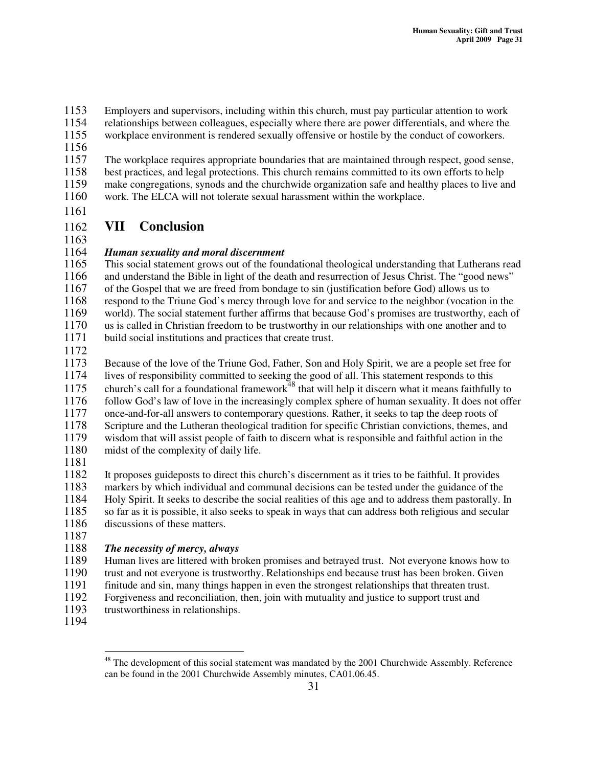Employers and supervisors, including within this church, must pay particular attention to work relationships between colleagues, especially where there are power differentials, and where the workplace environment is rendered sexually offensive or hostile by the conduct of coworkers.

The workplace requires appropriate boundaries that are maintained through respect, good sense, best practices, and legal protections. This church remains committed to its own efforts to help make congregations, synods and the churchwide organization safe and healthy places to live and work. The ELCA will not tolerate sexual harassment within the workplace.

## VII Conclusion

***Human sexuality and moral discernment***

This social statement grows out of the foundational theological understanding that Lutherans read and understand the Bible in light of the death and resurrection of Jesus Christ. The "good news" of the Gospel that we are freed from bondage to sin (justification before God) allows us to respond to the Triune God's mercy through love for and service to the neighbor (vocation in the world). The social statement further affirms that because God's promises are trustworthy, each of us is called in Christian freedom to be trustworthy in our relationships with one another and to build social institutions and practices that create trust.

Because of the love of the Triune God, Father, Son and Holy Spirit, we are a people set free for lives of responsibility committed to seeking the good of all. This statement responds to this church's call for a foundational framework[48] that will help it discern what it means faithfully to follow God's law of love in the increasingly complex sphere of human sexuality. It does not offer once-and-for-all answers to contemporary questions. Rather, it seeks to tap the deep roots of Scripture and the Lutheran theological tradition for specific Christian convictions, themes, and wisdom that will assist people of faith to discern what is responsible and faithful action in the midst of the complexity of daily life.

It proposes guideposts to direct this church's discernment as it tries to be faithful. It provides markers by which individual and communal decisions can be tested under the guidance of the Holy Spirit. It seeks to describe the social realities of this age and to address them pastorally. In so far as it is possible, it also seeks to speak in ways that can address both religious and secular discussions of these matters.

***The necessity of mercy, always***

Human lives are littered with broken promises and betrayed trust. Not everyone knows how to trust and not everyone is trustworthy. Relationships end because trust has been broken. Given finitude and sin, many things happen in even the strongest relationships that threaten trust. Forgiveness and reconciliation, then, join with mutuality and justice to support trust and trustworthiness in relationships.

---

[48] The development of this social statement was mandated by the 2001 Churchwide Assembly. Reference can be found in the 2001 Churchwide Assembly minutes, CA01.06.45.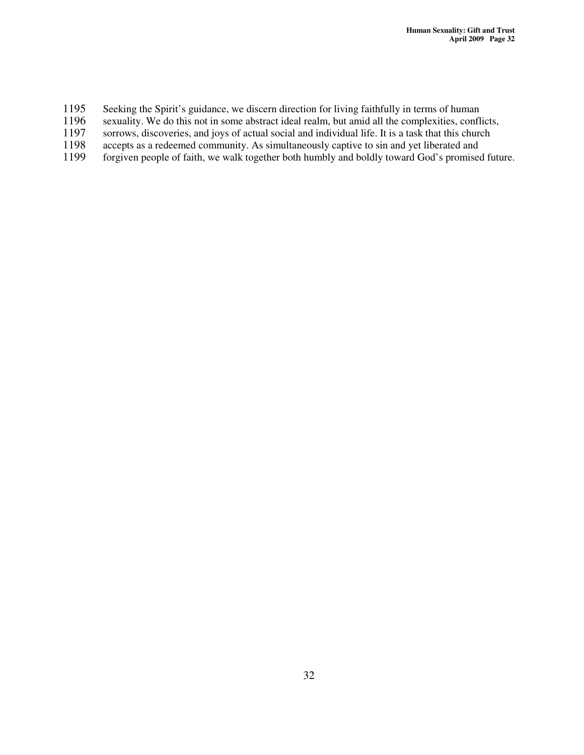Seeking the Spirit's guidance, we discern direction for living faithfully in terms of human sexuality. We do this not in some abstract ideal realm, but amid all the complexities, conflicts, sorrows, discoveries, and joys of actual social and individual life. It is a task that this church accepts as a redeemed community. As simultaneously captive to sin and yet liberated and forgiven people of faith, we walk together both humbly and boldly toward God's promised future.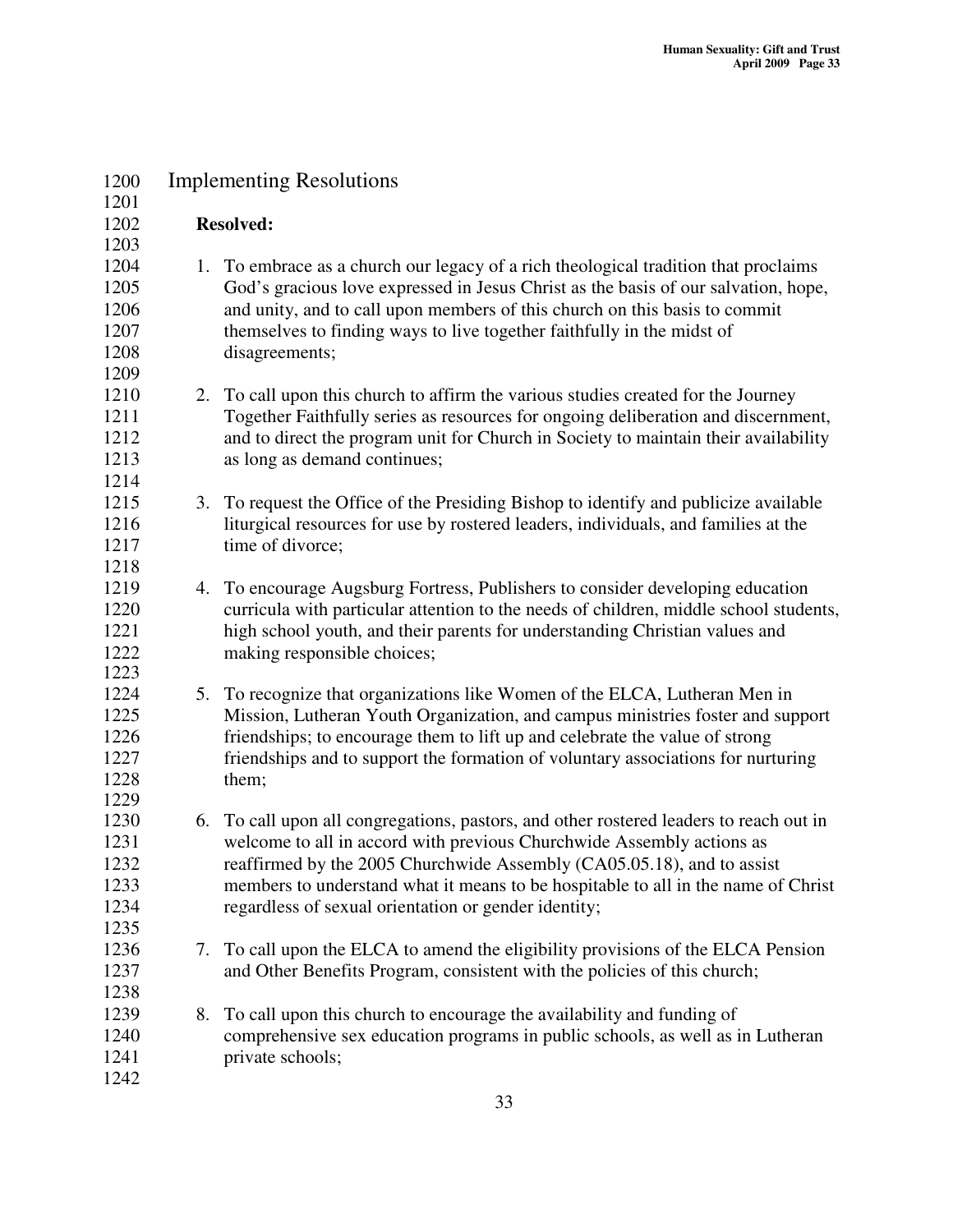## Implementing Resolutions

**Resolved:**

1. To embrace as a church our legacy of a rich theological tradition that proclaims God's gracious love expressed in Jesus Christ as the basis of our salvation, hope, and unity, and to call upon members of this church on this basis to commit themselves to finding ways to live together faithfully in the midst of disagreements;

2. To call upon this church to affirm the various studies created for the Journey Together Faithfully series as resources for ongoing deliberation and discernment, and to direct the program unit for Church in Society to maintain their availability as long as demand continues;

3. To request the Office of the Presiding Bishop to identify and publicize available liturgical resources for use by rostered leaders, individuals, and families at the time of divorce;

4. To encourage Augsburg Fortress, Publishers to consider developing education curricula with particular attention to the needs of children, middle school students, high school youth, and their parents for understanding Christian values and making responsible choices;

5. To recognize that organizations like Women of the ELCA, Lutheran Men in Mission, Lutheran Youth Organization, and campus ministries foster and support friendships; to encourage them to lift up and celebrate the value of strong friendships and to support the formation of voluntary associations for nurturing them;

6. To call upon all congregations, pastors, and other rostered leaders to reach out in welcome to all in accord with previous Churchwide Assembly actions as reaffirmed by the 2005 Churchwide Assembly (CA05.05.18), and to assist members to understand what it means to be hospitable to all in the name of Christ regardless of sexual orientation or gender identity;

7. To call upon the ELCA to amend the eligibility provisions of the ELCA Pension and Other Benefits Program, consistent with the policies of this church;

8. To call upon this church to encourage the availability and funding of comprehensive sex education programs in public schools, as well as in Lutheran private schools;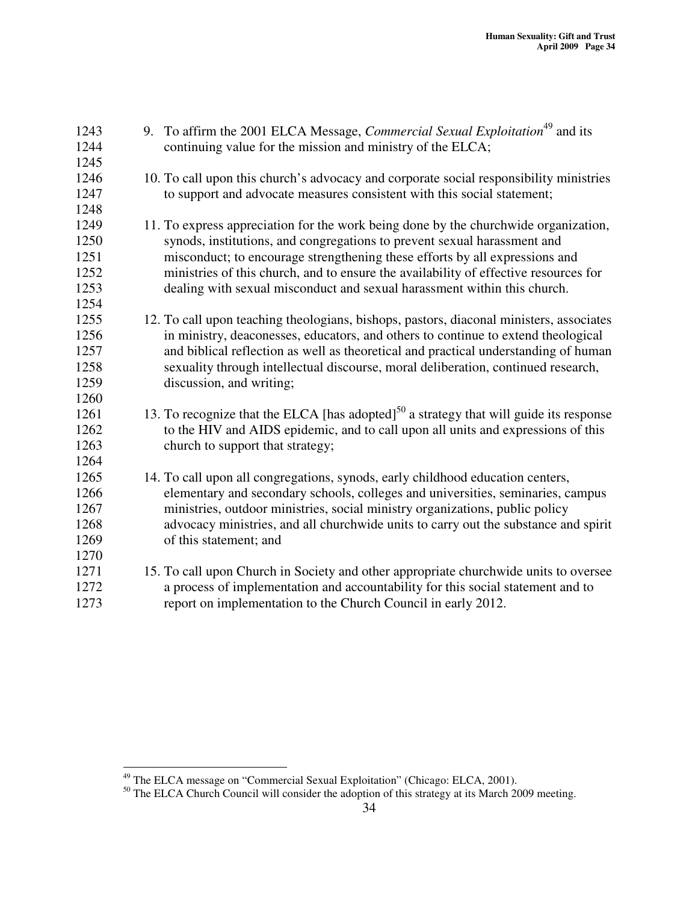9. To affirm the 2001 ELCA Message, *Commercial Sexual Exploitation*[49] and its continuing value for the mission and ministry of the ELCA;

10. To call upon this church's advocacy and corporate social responsibility ministries to support and advocate measures consistent with this social statement;

11. To express appreciation for the work being done by the churchwide organization, synods, institutions, and congregations to prevent sexual harassment and misconduct; to encourage strengthening these efforts by all expressions and ministries of this church, and to ensure the availability of effective resources for dealing with sexual misconduct and sexual harassment within this church.

12. To call upon teaching theologians, bishops, pastors, diaconal ministers, associates in ministry, deaconesses, educators, and others to continue to extend theological and biblical reflection as well as theoretical and practical understanding of human sexuality through intellectual discourse, moral deliberation, continued research, discussion, and writing;

13. To recognize that the ELCA [has adopted][50] a strategy that will guide its response to the HIV and AIDS epidemic, and to call upon all units and expressions of this church to support that strategy;

14. To call upon all congregations, synods, early childhood education centers, elementary and secondary schools, colleges and universities, seminaries, campus ministries, outdoor ministries, social ministry organizations, public policy advocacy ministries, and all churchwide units to carry out the substance and spirit of this statement; and

15. To call upon Church in Society and other appropriate churchwide units to oversee a process of implementation and accountability for this social statement and to report on implementation to the Church Council in early 2012.

---

[49] The ELCA message on "Commercial Sexual Exploitation" (Chicago: ELCA, 2001).

[50] The ELCA Church Council will consider the adoption of this strategy at its March 2009 meeting.